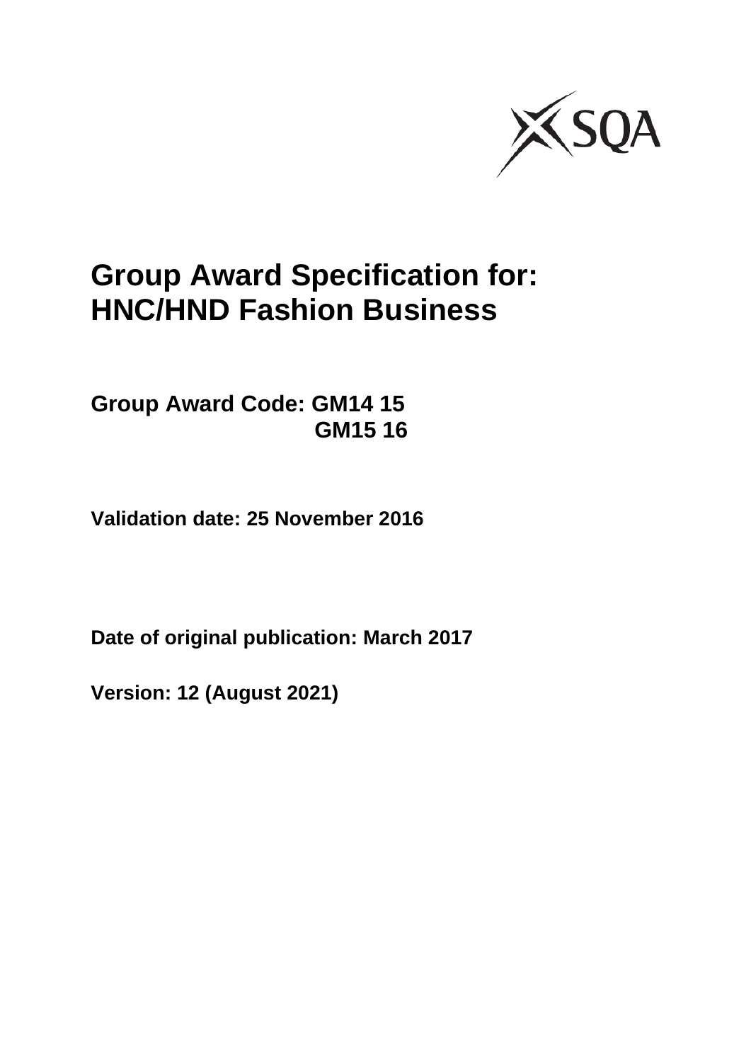# Group Award Specification for:
# HNC/HND Fashion Business

**Group Award Code: GM14 15**
**GM15 16**

**Validation date: 25 November 2016**

**Date of original publication: March 2017**

**Version: 12 (August 2021)**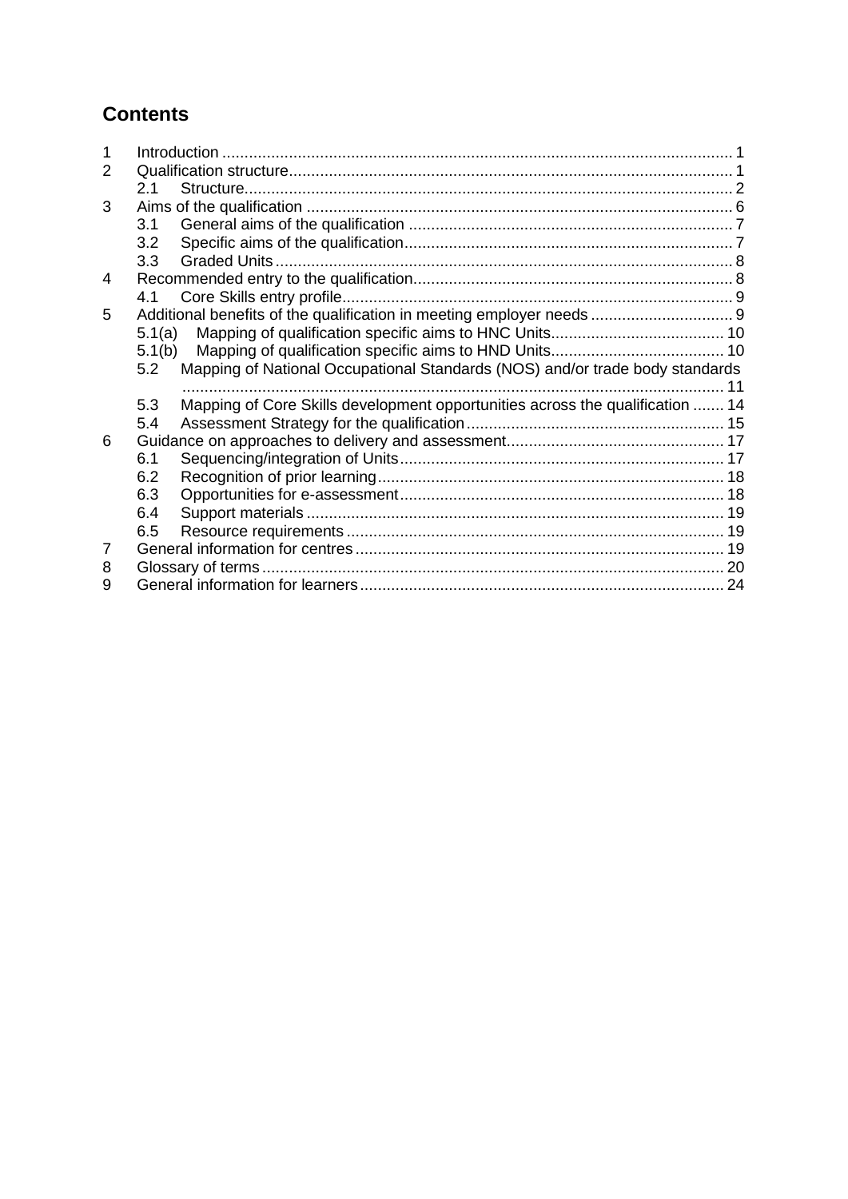## Contents

1 Introduction .................................................................................................................. 1
2 Qualification structure................................................................................................... 1
 2.1 Structure............................................................................................................. 2
3 Aims of the qualification ............................................................................................... 6
 3.1 General aims of the qualification ......................................................................... 7
 3.2 Specific aims of the qualification.......................................................................... 7
 3.3 Graded Units ....................................................................................................... 8
4 Recommended entry to the qualification....................................................................... 8
 4.1 Core Skills entry profile........................................................................................ 9
5 Additional benefits of the qualification in meeting employer needs ................................ 9
 5.1(a) Mapping of qualification specific aims to HNC Units....................................... 10
 5.1(b) Mapping of qualification specific aims to HND Units....................................... 10
 5.2 Mapping of National Occupational Standards (NOS) and/or trade body standards ......................................................................................................................... 11
 5.3 Mapping of Core Skills development opportunities across the qualification ....... 14
 5.4 Assessment Strategy for the qualification .......................................................... 15
6 Guidance on approaches to delivery and assessment................................................. 17
 6.1 Sequencing/integration of Units......................................................................... 17
 6.2 Recognition of prior learning.............................................................................. 18
 6.3 Opportunities for e-assessment......................................................................... 18
 6.4 Support materials ............................................................................................. 19
 6.5 Resource requirements ..................................................................................... 19
7 General information for centres .................................................................................. 19
8 Glossary of terms ....................................................................................................... 20
9 General information for learners ................................................................................. 24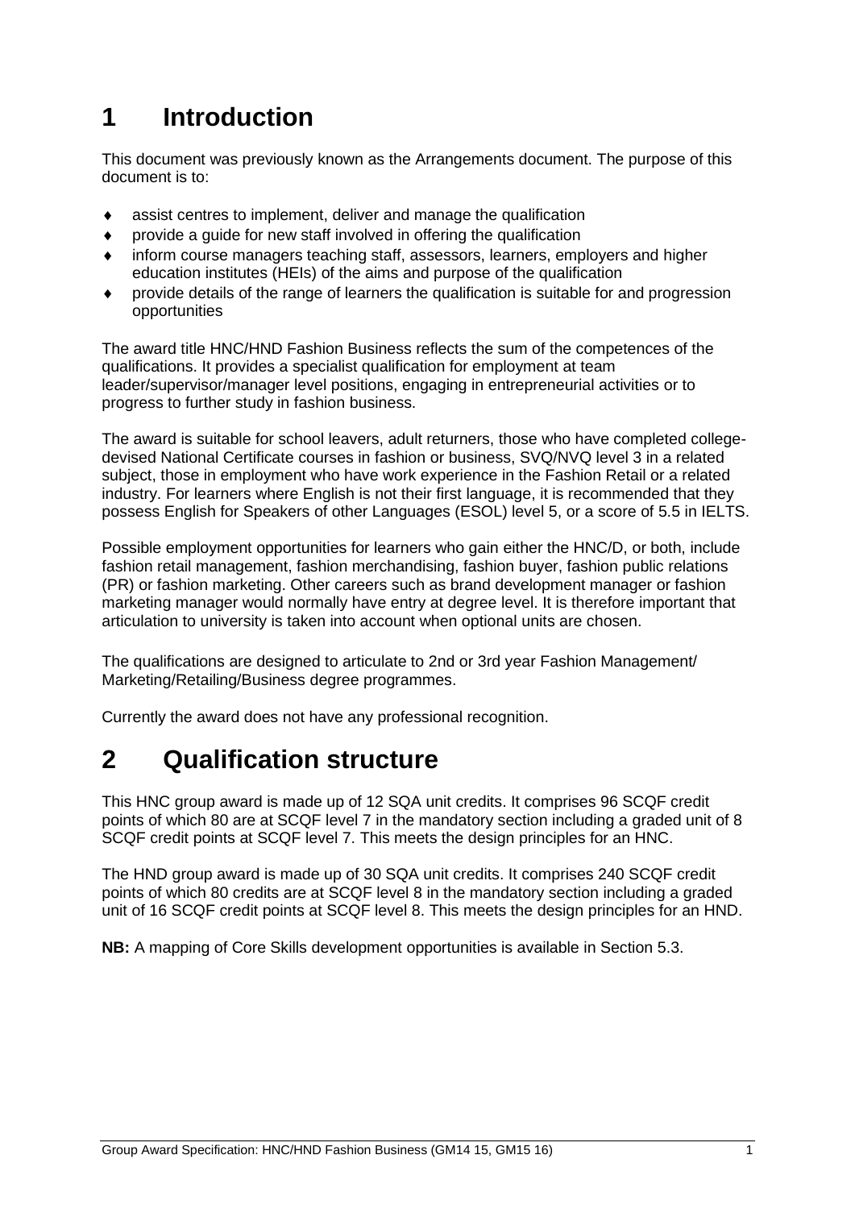# 1 Introduction

This document was previously known as the Arrangements document. The purpose of this document is to:

- assist centres to implement, deliver and manage the qualification
- provide a guide for new staff involved in offering the qualification
- inform course managers teaching staff, assessors, learners, employers and higher education institutes (HEIs) of the aims and purpose of the qualification
- provide details of the range of learners the qualification is suitable for and progression opportunities

The award title HNC/HND Fashion Business reflects the sum of the competences of the qualifications. It provides a specialist qualification for employment at team leader/supervisor/manager level positions, engaging in entrepreneurial activities or to progress to further study in fashion business.

The award is suitable for school leavers, adult returners, those who have completed college-devised National Certificate courses in fashion or business, SVQ/NVQ level 3 in a related subject, those in employment who have work experience in the Fashion Retail or a related industry. For learners where English is not their first language, it is recommended that they possess English for Speakers of other Languages (ESOL) level 5, or a score of 5.5 in IELTS.

Possible employment opportunities for learners who gain either the HNC/D, or both, include fashion retail management, fashion merchandising, fashion buyer, fashion public relations (PR) or fashion marketing. Other careers such as brand development manager or fashion marketing manager would normally have entry at degree level. It is therefore important that articulation to university is taken into account when optional units are chosen.

The qualifications are designed to articulate to 2nd or 3rd year Fashion Management/ Marketing/Retailing/Business degree programmes.

Currently the award does not have any professional recognition.

# 2 Qualification structure

This HNC group award is made up of 12 SQA unit credits. It comprises 96 SCQF credit points of which 80 are at SCQF level 7 in the mandatory section including a graded unit of 8 SCQF credit points at SCQF level 7. This meets the design principles for an HNC.

The HND group award is made up of 30 SQA unit credits. It comprises 240 SCQF credit points of which 80 credits are at SCQF level 8 in the mandatory section including a graded unit of 16 SCQF credit points at SCQF level 8. This meets the design principles for an HND.

**NB:** A mapping of Core Skills development opportunities is available in Section 5.3.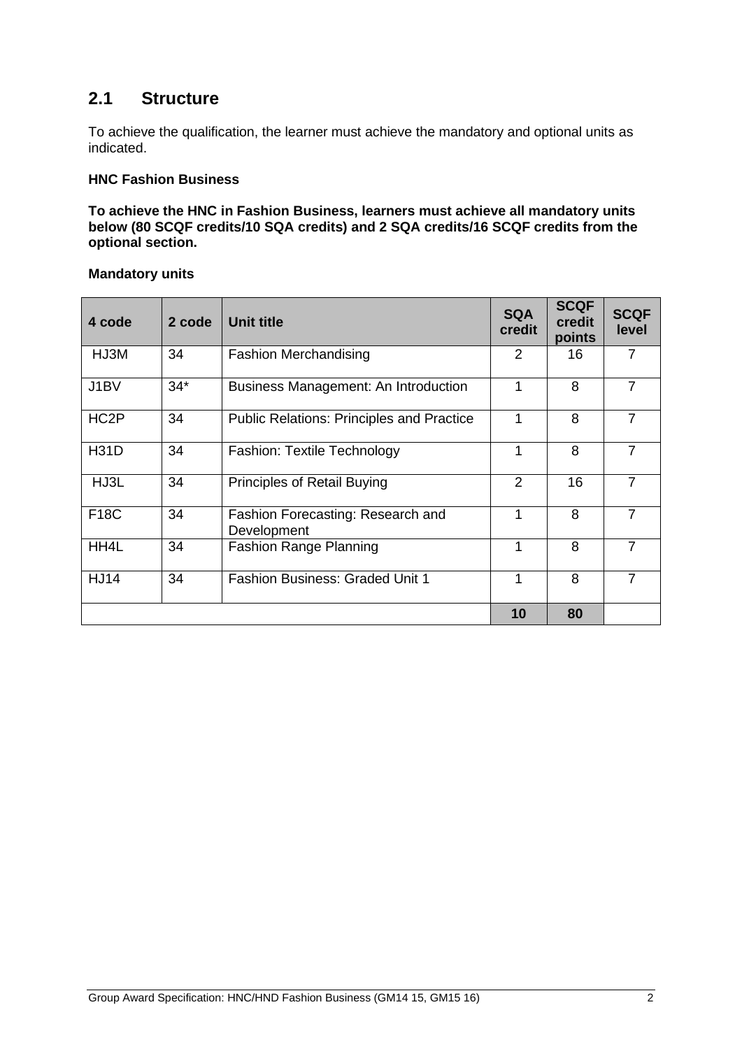## 2.1 Structure

To achieve the qualification, the learner must achieve the mandatory and optional units as indicated.

**HNC Fashion Business**

**To achieve the HNC in Fashion Business, learners must achieve all mandatory units below (80 SCQF credits/10 SQA credits) and 2 SQA credits/16 SCQF credits from the optional section.**

**Mandatory units**

| 4 code | 2 code | Unit title | SQA credit | SCQF credit points | SCQF level |
|---|---|---|---|---|---|
| HJ3M | 34 | Fashion Merchandising | 2 | 16 | 7 |
| J1BV | 34* | Business Management: An Introduction | 1 | 8 | 7 |
| HC2P | 34 | Public Relations: Principles and Practice | 1 | 8 | 7 |
| H31D | 34 | Fashion: Textile Technology | 1 | 8 | 7 |
| HJ3L | 34 | Principles of Retail Buying | 2 | 16 | 7 |
| F18C | 34 | Fashion Forecasting: Research and Development | 1 | 8 | 7 |
| HH4L | 34 | Fashion Range Planning | 1 | 8 | 7 |
| HJ14 | 34 | Fashion Business: Graded Unit 1 | 1 | 8 | 7 |
| | | | **10** | **80** | |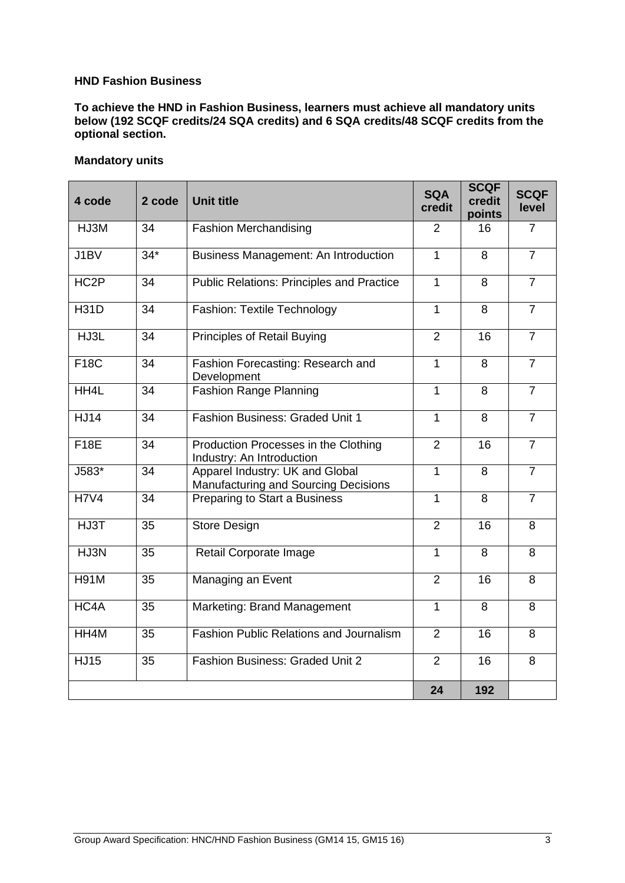**HND Fashion Business**

**To achieve the HND in Fashion Business, learners must achieve all mandatory units below (192 SCQF credits/24 SQA credits) and 6 SQA credits/48 SCQF credits from the optional section.**

**Mandatory units**

| 4 code | 2 code | Unit title | SQA credit | SCQF credit points | SCQF level |
|---|---|---|---|---|---|
| HJ3M | 34 | Fashion Merchandising | 2 | 16 | 7 |
| J1BV | 34* | Business Management: An Introduction | 1 | 8 | 7 |
| HC2P | 34 | Public Relations: Principles and Practice | 1 | 8 | 7 |
| H31D | 34 | Fashion: Textile Technology | 1 | 8 | 7 |
| HJ3L | 34 | Principles of Retail Buying | 2 | 16 | 7 |
| F18C | 34 | Fashion Forecasting: Research and Development | 1 | 8 | 7 |
| HH4L | 34 | Fashion Range Planning | 1 | 8 | 7 |
| HJ14 | 34 | Fashion Business: Graded Unit 1 | 1 | 8 | 7 |
| F18E | 34 | Production Processes in the Clothing Industry: An Introduction | 2 | 16 | 7 |
| J583* | 34 | Apparel Industry: UK and Global Manufacturing and Sourcing Decisions | 1 | 8 | 7 |
| H7V4 | 34 | Preparing to Start a Business | 1 | 8 | 7 |
| HJ3T | 35 | Store Design | 2 | 16 | 8 |
| HJ3N | 35 | Retail Corporate Image | 1 | 8 | 8 |
| H91M | 35 | Managing an Event | 2 | 16 | 8 |
| HC4A | 35 | Marketing: Brand Management | 1 | 8 | 8 |
| HH4M | 35 | Fashion Public Relations and Journalism | 2 | 16 | 8 |
| HJ15 | 35 | Fashion Business: Graded Unit 2 | 2 | 16 | 8 |
| | | | **24** | **192** | |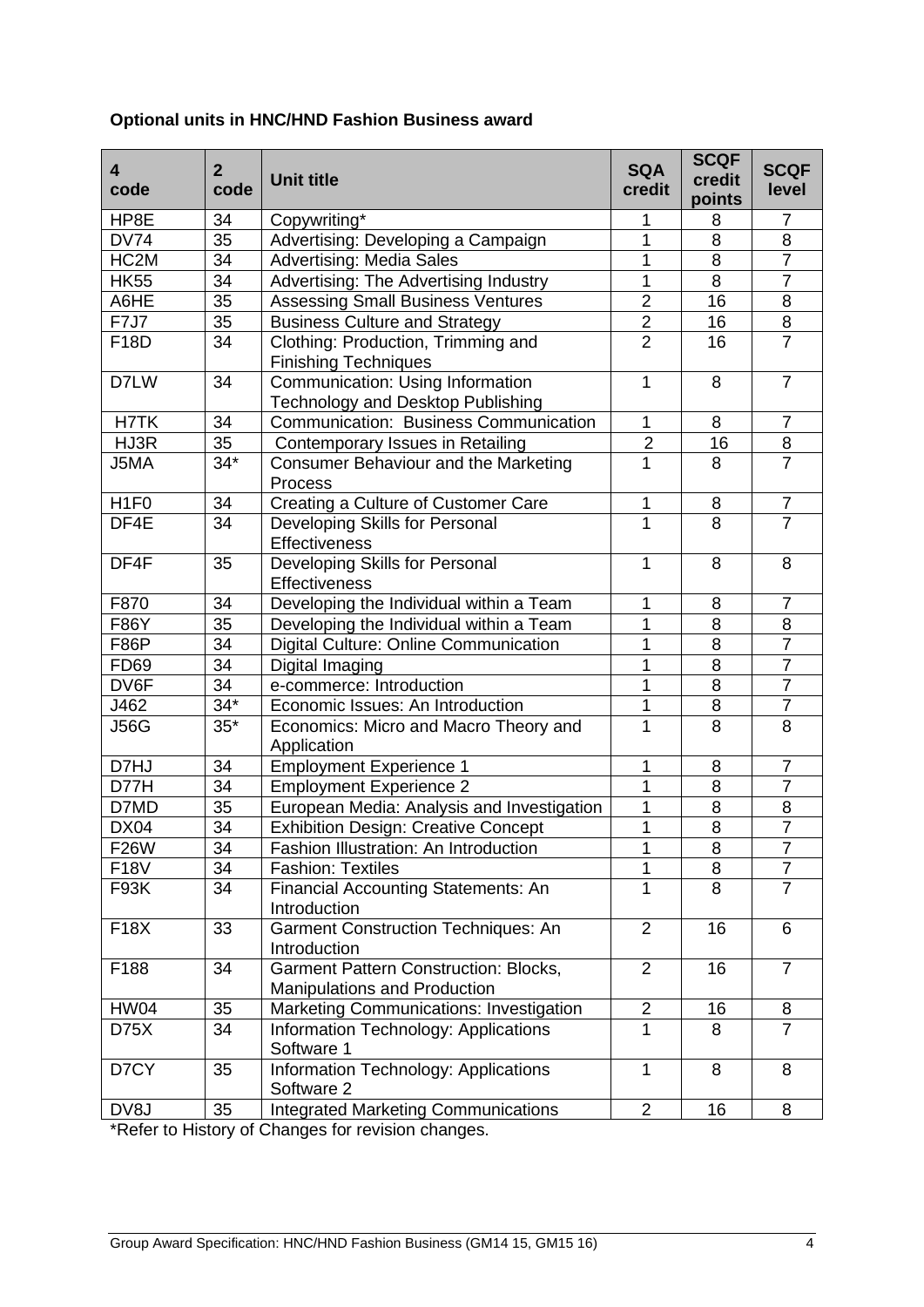**Optional units in HNC/HND Fashion Business award**

| 4 code | 2 code | Unit title | SQA credit | SCQF credit points | SCQF level |
|---|---|---|---|---|---|
| HP8E | 34 | Copywriting* | 1 | 8 | 7 |
| DV74 | 35 | Advertising: Developing a Campaign | 1 | 8 | 8 |
| HC2M | 34 | Advertising: Media Sales | 1 | 8 | 7 |
| HK55 | 34 | Advertising: The Advertising Industry | 1 | 8 | 7 |
| A6HE | 35 | Assessing Small Business Ventures | 2 | 16 | 8 |
| F7J7 | 35 | Business Culture and Strategy | 2 | 16 | 8 |
| F18D | 34 | Clothing: Production, Trimming and Finishing Techniques | 2 | 16 | 7 |
| D7LW | 34 | Communication: Using Information Technology and Desktop Publishing | 1 | 8 | 7 |
| H7TK | 34 | Communication: Business Communication | 1 | 8 | 7 |
| HJ3R | 35 | Contemporary Issues in Retailing | 2 | 16 | 8 |
| J5MA | 34* | Consumer Behaviour and the Marketing Process | 1 | 8 | 7 |
| H1F0 | 34 | Creating a Culture of Customer Care | 1 | 8 | 7 |
| DF4E | 34 | Developing Skills for Personal Effectiveness | 1 | 8 | 7 |
| DF4F | 35 | Developing Skills for Personal Effectiveness | 1 | 8 | 8 |
| F870 | 34 | Developing the Individual within a Team | 1 | 8 | 7 |
| F86Y | 35 | Developing the Individual within a Team | 1 | 8 | 8 |
| F86P | 34 | Digital Culture: Online Communication | 1 | 8 | 7 |
| FD69 | 34 | Digital Imaging | 1 | 8 | 7 |
| DV6F | 34 | e-commerce: Introduction | 1 | 8 | 7 |
| J462 | 34* | Economic Issues: An Introduction | 1 | 8 | 7 |
| J56G | 35* | Economics: Micro and Macro Theory and Application | 1 | 8 | 8 |
| D7HJ | 34 | Employment Experience 1 | 1 | 8 | 7 |
| D77H | 34 | Employment Experience 2 | 1 | 8 | 7 |
| D7MD | 35 | European Media: Analysis and Investigation | 1 | 8 | 8 |
| DX04 | 34 | Exhibition Design: Creative Concept | 1 | 8 | 7 |
| F26W | 34 | Fashion Illustration: An Introduction | 1 | 8 | 7 |
| F18V | 34 | Fashion: Textiles | 1 | 8 | 7 |
| F93K | 34 | Financial Accounting Statements: An Introduction | 1 | 8 | 7 |
| F18X | 33 | Garment Construction Techniques: An Introduction | 2 | 16 | 6 |
| F188 | 34 | Garment Pattern Construction: Blocks, Manipulations and Production | 2 | 16 | 7 |
| HW04 | 35 | Marketing Communications: Investigation | 2 | 16 | 8 |
| D75X | 34 | Information Technology: Applications Software 1 | 1 | 8 | 7 |
| D7CY | 35 | Information Technology: Applications Software 2 | 1 | 8 | 8 |
| DV8J | 35 | Integrated Marketing Communications | 2 | 16 | 8 |

*Refer to History of Changes for revision changes.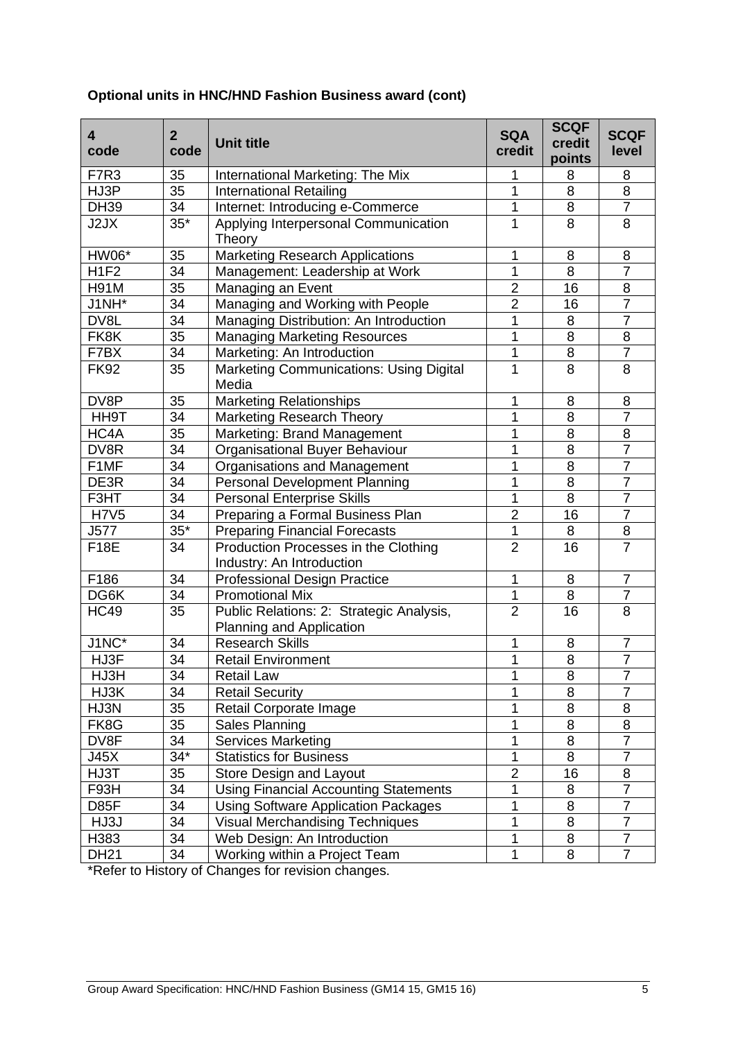**Optional units in HNC/HND Fashion Business award (cont)**

| 4 code | 2 code | Unit title | SQA credit | SCQF credit points | SCQF level |
|---|---|---|---|---|---|
| F7R3 | 35 | International Marketing: The Mix | 1 | 8 | 8 |
| HJ3P | 35 | International Retailing | 1 | 8 | 8 |
| DH39 | 34 | Internet: Introducing e-Commerce | 1 | 8 | 7 |
| J2JX | 35* | Applying Interpersonal Communication Theory | 1 | 8 | 8 |
| HW06* | 35 | Marketing Research Applications | 1 | 8 | 8 |
| H1F2 | 34 | Management: Leadership at Work | 1 | 8 | 7 |
| H91M | 35 | Managing an Event | 2 | 16 | 8 |
| J1NH* | 34 | Managing and Working with People | 2 | 16 | 7 |
| DV8L | 34 | Managing Distribution: An Introduction | 1 | 8 | 7 |
| FK8K | 35 | Managing Marketing Resources | 1 | 8 | 8 |
| F7BX | 34 | Marketing: An Introduction | 1 | 8 | 7 |
| FK92 | 35 | Marketing Communications: Using Digital Media | 1 | 8 | 8 |
| DV8P | 35 | Marketing Relationships | 1 | 8 | 8 |
| HH9T | 34 | Marketing Research Theory | 1 | 8 | 7 |
| HC4A | 35 | Marketing: Brand Management | 1 | 8 | 8 |
| DV8R | 34 | Organisational Buyer Behaviour | 1 | 8 | 7 |
| F1MF | 34 | Organisations and Management | 1 | 8 | 7 |
| DE3R | 34 | Personal Development Planning | 1 | 8 | 7 |
| F3HT | 34 | Personal Enterprise Skills | 1 | 8 | 7 |
| H7V5 | 34 | Preparing a Formal Business Plan | 2 | 16 | 7 |
| J577 | 35* | Preparing Financial Forecasts | 1 | 8 | 8 |
| F18E | 34 | Production Processes in the Clothing Industry: An Introduction | 2 | 16 | 7 |
| F186 | 34 | Professional Design Practice | 1 | 8 | 7 |
| DG6K | 34 | Promotional Mix | 1 | 8 | 7 |
| HC49 | 35 | Public Relations: 2: Strategic Analysis, Planning and Application | 2 | 16 | 8 |
| J1NC* | 34 | Research Skills | 1 | 8 | 7 |
| HJ3F | 34 | Retail Environment | 1 | 8 | 7 |
| HJ3H | 34 | Retail Law | 1 | 8 | 7 |
| HJ3K | 34 | Retail Security | 1 | 8 | 7 |
| HJ3N | 35 | Retail Corporate Image | 1 | 8 | 8 |
| FK8G | 35 | Sales Planning | 1 | 8 | 8 |
| DV8F | 34 | Services Marketing | 1 | 8 | 7 |
| J45X | 34* | Statistics for Business | 1 | 8 | 7 |
| HJ3T | 35 | Store Design and Layout | 2 | 16 | 8 |
| F93H | 34 | Using Financial Accounting Statements | 1 | 8 | 7 |
| D85F | 34 | Using Software Application Packages | 1 | 8 | 7 |
| HJ3J | 34 | Visual Merchandising Techniques | 1 | 8 | 7 |
| H383 | 34 | Web Design: An Introduction | 1 | 8 | 7 |
| DH21 | 34 | Working within a Project Team | 1 | 8 | 7 |

*Refer to History of Changes for revision changes.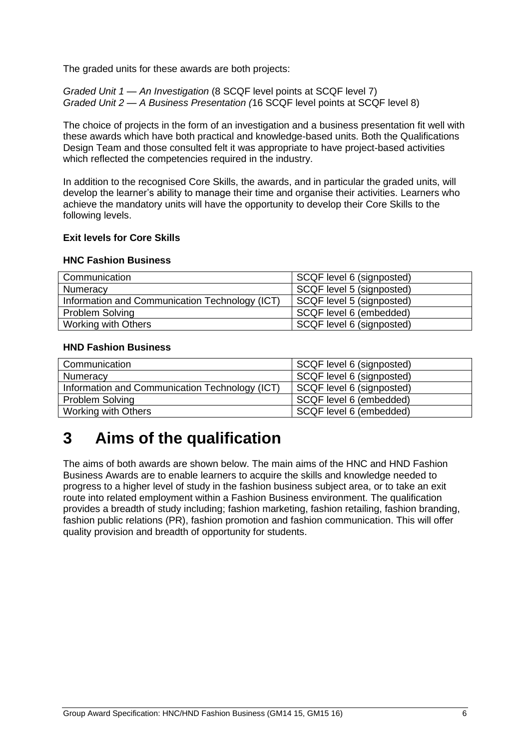The graded units for these awards are both projects:

*Graded Unit 1 — An Investigation* (8 SCQF level points at SCQF level 7)
*Graded Unit 2 — A Business Presentation (*16 SCQF level points at SCQF level 8)

The choice of projects in the form of an investigation and a business presentation fit well with these awards which have both practical and knowledge-based units. Both the Qualifications Design Team and those consulted felt it was appropriate to have project-based activities which reflected the competencies required in the industry.

In addition to the recognised Core Skills, the awards, and in particular the graded units, will develop the learner's ability to manage their time and organise their activities. Learners who achieve the mandatory units will have the opportunity to develop their Core Skills to the following levels.

**Exit levels for Core Skills**

**HNC Fashion Business**

| Communication | SCQF level 6 (signposted) |
|---|---|
| Numeracy | SCQF level 5 (signposted) |
| Information and Communication Technology (ICT) | SCQF level 5 (signposted) |
| Problem Solving | SCQF level 6 (embedded) |
| Working with Others | SCQF level 6 (signposted) |

**HND Fashion Business**

| Communication | SCQF level 6 (signposted) |
|---|---|
| Numeracy | SCQF level 6 (signposted) |
| Information and Communication Technology (ICT) | SCQF level 6 (signposted) |
| Problem Solving | SCQF level 6 (embedded) |
| Working with Others | SCQF level 6 (embedded) |

# 3 Aims of the qualification

The aims of both awards are shown below. The main aims of the HNC and HND Fashion Business Awards are to enable learners to acquire the skills and knowledge needed to progress to a higher level of study in the fashion business subject area, or to take an exit route into related employment within a Fashion Business environment. The qualification provides a breadth of study including; fashion marketing, fashion retailing, fashion branding, fashion public relations (PR), fashion promotion and fashion communication. This will offer quality provision and breadth of opportunity for students.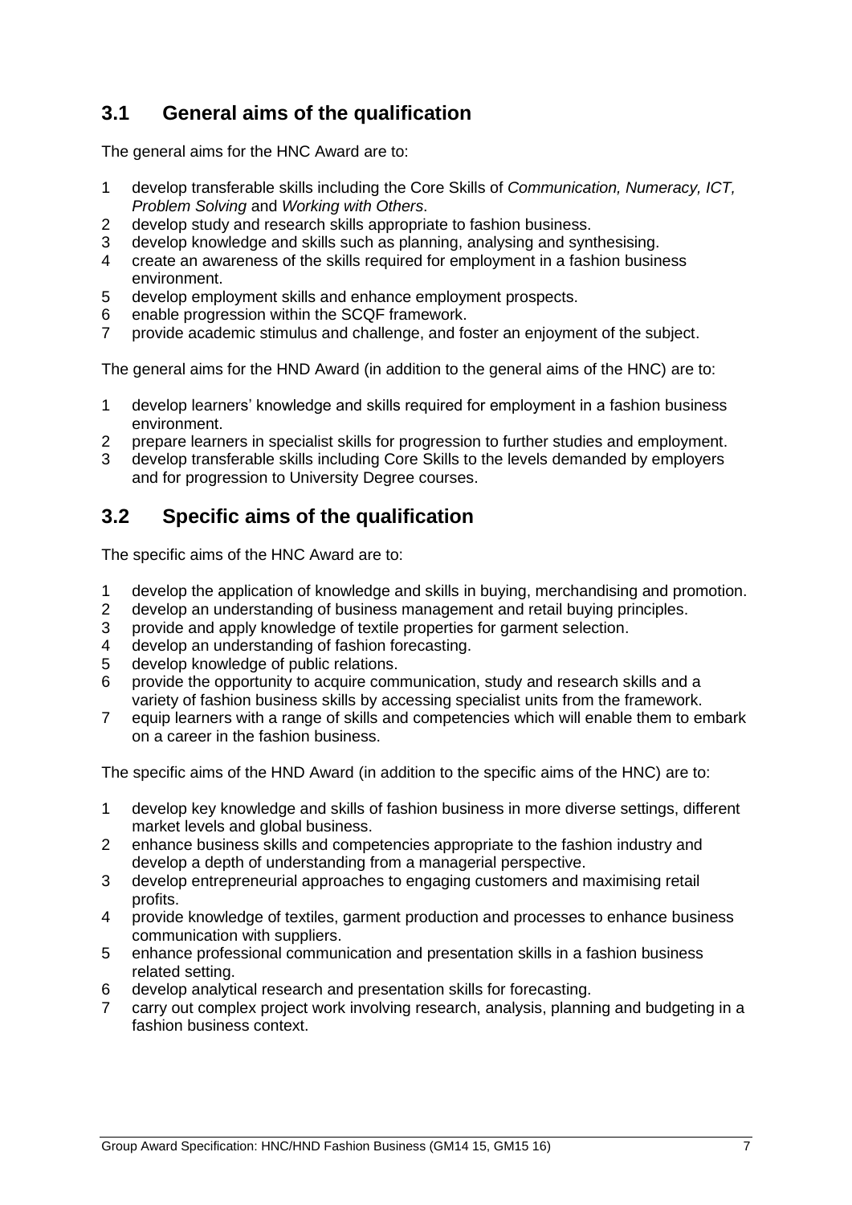## 3.1 General aims of the qualification

The general aims for the HNC Award are to:

1. develop transferable skills including the Core Skills of *Communication, Numeracy, ICT, Problem Solving* and *Working with Others*.
2. develop study and research skills appropriate to fashion business.
3. develop knowledge and skills such as planning, analysing and synthesising.
4. create an awareness of the skills required for employment in a fashion business environment.
5. develop employment skills and enhance employment prospects.
6. enable progression within the SCQF framework.
7. provide academic stimulus and challenge, and foster an enjoyment of the subject.

The general aims for the HND Award (in addition to the general aims of the HNC) are to:

1. develop learners' knowledge and skills required for employment in a fashion business environment.
2. prepare learners in specialist skills for progression to further studies and employment.
3. develop transferable skills including Core Skills to the levels demanded by employers and for progression to University Degree courses.

## 3.2 Specific aims of the qualification

The specific aims of the HNC Award are to:

1. develop the application of knowledge and skills in buying, merchandising and promotion.
2. develop an understanding of business management and retail buying principles.
3. provide and apply knowledge of textile properties for garment selection.
4. develop an understanding of fashion forecasting.
5. develop knowledge of public relations.
6. provide the opportunity to acquire communication, study and research skills and a variety of fashion business skills by accessing specialist units from the framework.
7. equip learners with a range of skills and competencies which will enable them to embark on a career in the fashion business.

The specific aims of the HND Award (in addition to the specific aims of the HNC) are to:

1. develop key knowledge and skills of fashion business in more diverse settings, different market levels and global business.
2. enhance business skills and competencies appropriate to the fashion industry and develop a depth of understanding from a managerial perspective.
3. develop entrepreneurial approaches to engaging customers and maximising retail profits.
4. provide knowledge of textiles, garment production and processes to enhance business communication with suppliers.
5. enhance professional communication and presentation skills in a fashion business related setting.
6. develop analytical research and presentation skills for forecasting.
7. carry out complex project work involving research, analysis, planning and budgeting in a fashion business context.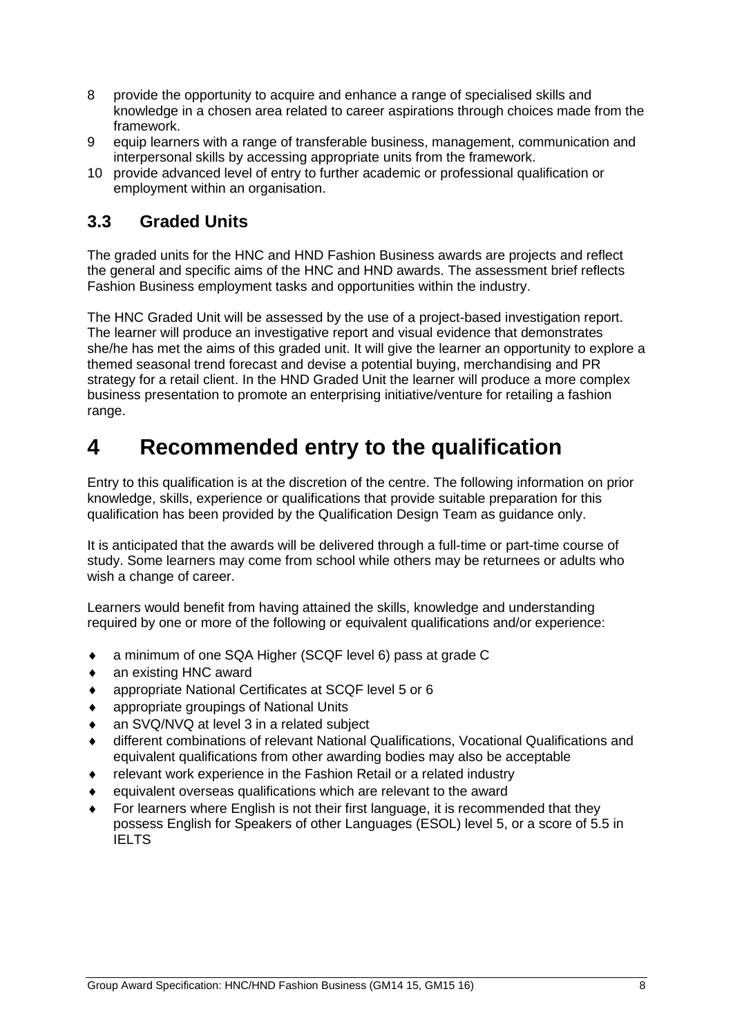8 provide the opportunity to acquire and enhance a range of specialised skills and knowledge in a chosen area related to career aspirations through choices made from the framework.
9 equip learners with a range of transferable business, management, communication and interpersonal skills by accessing appropriate units from the framework.
10 provide advanced level of entry to further academic or professional qualification or employment within an organisation.

## 3.3 Graded Units

The graded units for the HNC and HND Fashion Business awards are projects and reflect the general and specific aims of the HNC and HND awards. The assessment brief reflects Fashion Business employment tasks and opportunities within the industry.

The HNC Graded Unit will be assessed by the use of a project-based investigation report. The learner will produce an investigative report and visual evidence that demonstrates she/he has met the aims of this graded unit. It will give the learner an opportunity to explore a themed seasonal trend forecast and devise a potential buying, merchandising and PR strategy for a retail client. In the HND Graded Unit the learner will produce a more complex business presentation to promote an enterprising initiative/venture for retailing a fashion range.

# 4 Recommended entry to the qualification

Entry to this qualification is at the discretion of the centre. The following information on prior knowledge, skills, experience or qualifications that provide suitable preparation for this qualification has been provided by the Qualification Design Team as guidance only.

It is anticipated that the awards will be delivered through a full-time or part-time course of study. Some learners may come from school while others may be returnees or adults who wish a change of career.

Learners would benefit from having attained the skills, knowledge and understanding required by one or more of the following or equivalent qualifications and/or experience:

- a minimum of one SQA Higher (SCQF level 6) pass at grade C
- an existing HNC award
- appropriate National Certificates at SCQF level 5 or 6
- appropriate groupings of National Units
- an SVQ/NVQ at level 3 in a related subject
- different combinations of relevant National Qualifications, Vocational Qualifications and equivalent qualifications from other awarding bodies may also be acceptable
- relevant work experience in the Fashion Retail or a related industry
- equivalent overseas qualifications which are relevant to the award
- For learners where English is not their first language, it is recommended that they possess English for Speakers of other Languages (ESOL) level 5, or a score of 5.5 in IELTS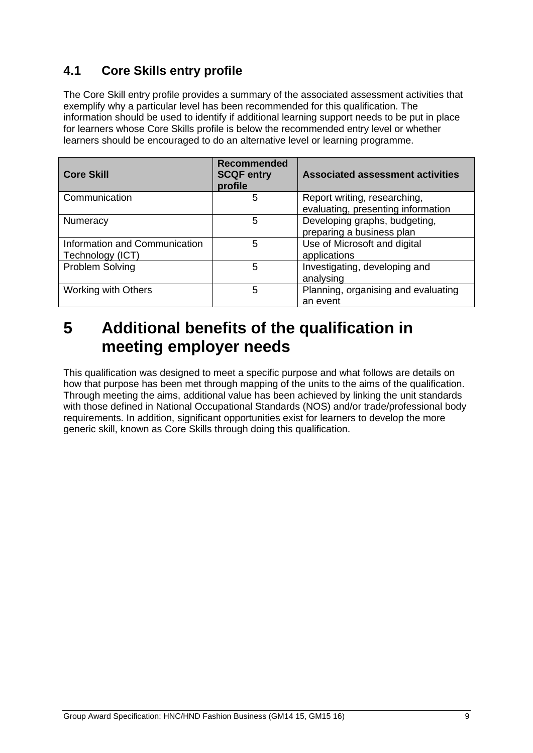### 4.1 Core Skills entry profile

The Core Skill entry profile provides a summary of the associated assessment activities that exemplify why a particular level has been recommended for this qualification. The information should be used to identify if additional learning support needs to be put in place for learners whose Core Skills profile is below the recommended entry level or whether learners should be encouraged to do an alternative level or learning programme.

| Core Skill | Recommended SCQF entry profile | Associated assessment activities |
|---|---|---|
| Communication | 5 | Report writing, researching, evaluating, presenting information |
| Numeracy | 5 | Developing graphs, budgeting, preparing a business plan |
| Information and Communication Technology (ICT) | 5 | Use of Microsoft and digital applications |
| Problem Solving | 5 | Investigating, developing and analysing |
| Working with Others | 5 | Planning, organising and evaluating an event |

# 5 Additional benefits of the qualification in meeting employer needs

This qualification was designed to meet a specific purpose and what follows are details on how that purpose has been met through mapping of the units to the aims of the qualification. Through meeting the aims, additional value has been achieved by linking the unit standards with those defined in National Occupational Standards (NOS) and/or trade/professional body requirements. In addition, significant opportunities exist for learners to develop the more generic skill, known as Core Skills through doing this qualification.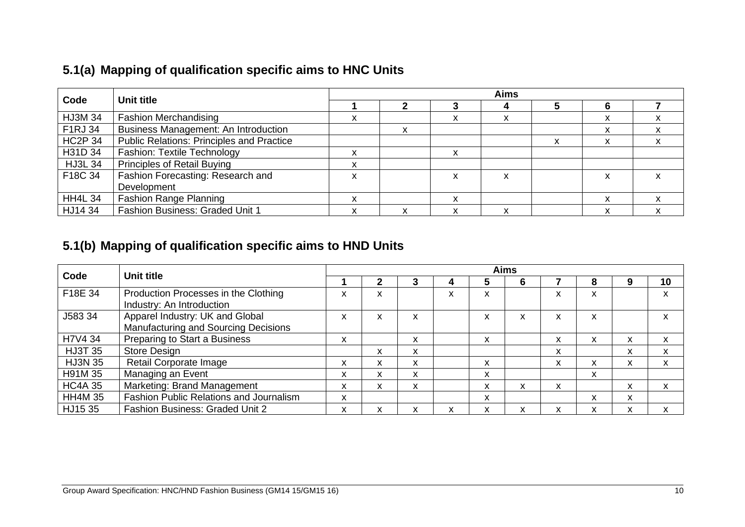## 5.1(a) Mapping of qualification specific aims to HNC Units

| Code | Unit title | Aims | | | | | | |
|---|---|---|---|---|---|---|---|---|
| | | 1 | 2 | 3 | 4 | 5 | 6 | 7 |
| HJ3M 34 | Fashion Merchandising | x | | x | x | | x | x |
| F1RJ 34 | Business Management: An Introduction | | x | | | | x | x |
| HC2P 34 | Public Relations: Principles and Practice | | | | | x | x | x |
| H31D 34 | Fashion: Textile Technology | x | | x | | | | |
| HJ3L 34 | Principles of Retail Buying | x | | | | | | |
| F18C 34 | Fashion Forecasting: Research and Development | x | | x | x | | x | x |
| HH4L 34 | Fashion Range Planning | x | | x | | | x | x |
| HJ14 34 | Fashion Business: Graded Unit 1 | x | x | x | x | | x | x |

## 5.1(b) Mapping of qualification specific aims to HND Units

| Code | Unit title | Aims | | | | | | | | | |
|---|---|---|---|---|---|---|---|---|---|---|---|
| | | 1 | 2 | 3 | 4 | 5 | 6 | 7 | 8 | 9 | 10 |
| F18E 34 | Production Processes in the Clothing Industry: An Introduction | x | x | | x | x | | x | x | | x |
| J583 34 | Apparel Industry: UK and Global Manufacturing and Sourcing Decisions | x | x | x | | x | x | x | x | | x |
| H7V4 34 | Preparing to Start a Business | x | | x | | x | | x | x | x | x |
| HJ3T 35 | Store Design | | x | x | | | | x | | x | x |
| HJ3N 35 | Retail Corporate Image | x | x | x | | x | | x | x | x | x |
| H91M 35 | Managing an Event | x | x | x | | x | | | x | | |
| HC4A 35 | Marketing: Brand Management | x | x | x | | x | x | x | | x | x |
| HH4M 35 | Fashion Public Relations and Journalism | x | | | | x | | | x | x | |
| HJ15 35 | Fashion Business: Graded Unit 2 | x | x | x | x | x | x | x | x | x | x |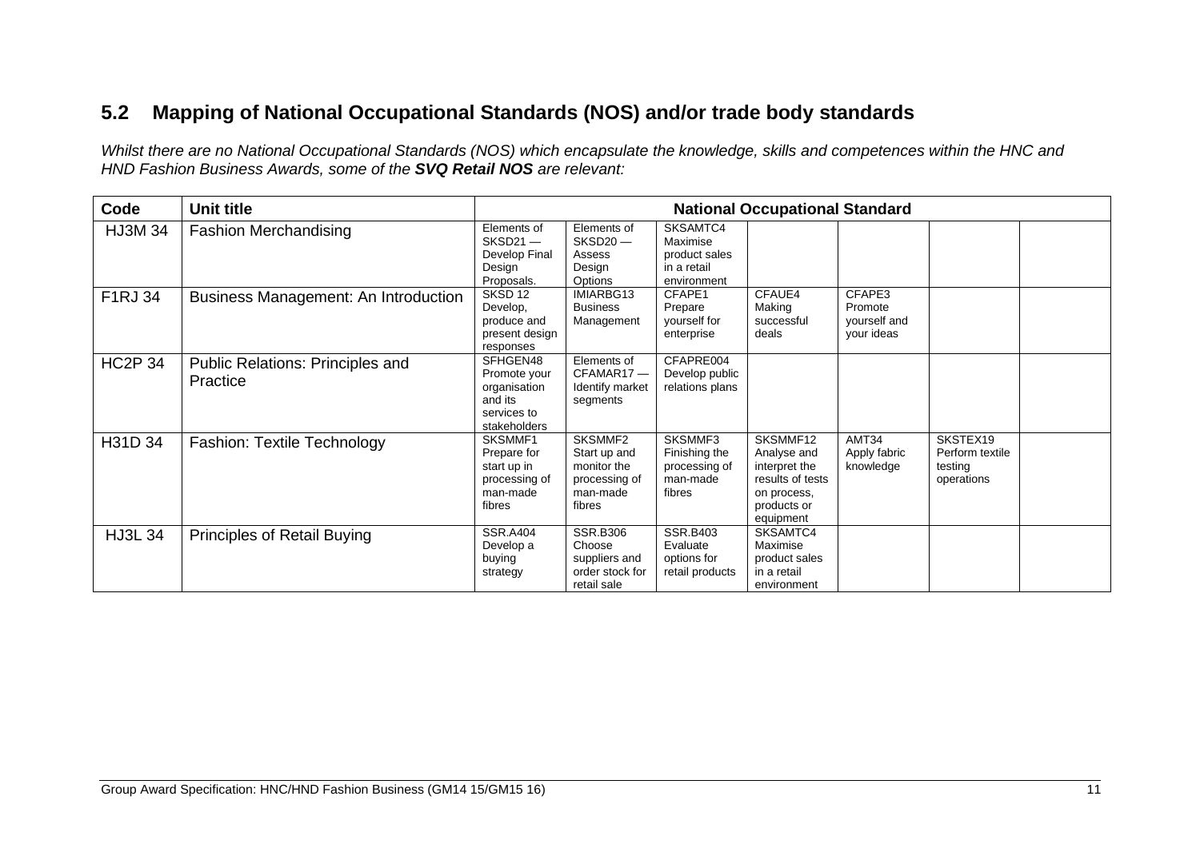## 5.2 Mapping of National Occupational Standards (NOS) and/or trade body standards

*Whilst there are no National Occupational Standards (NOS) which encapsulate the knowledge, skills and competences within the HNC and HND Fashion Business Awards, some of the **SVQ Retail NOS** are relevant:*

| Code | Unit title | National Occupational Standard | | | | | | |
|---|---|---|---|---|---|---|---|---|
| HJ3M 34 | Fashion Merchandising | Elements of SKSD21 — Develop Final Design Proposals. | Elements of SKSD20 — Assess Design Options | SKSAMTC4 Maximise product sales in a retail environment | | | | |
| F1RJ 34 | Business Management: An Introduction | SKSD 12 Develop, produce and present design responses | IMIARBG13 Business Management | CFAPE1 Prepare yourself for enterprise | CFAUE4 Making successful deals | CFAPE3 Promote yourself and your ideas | | |
| HC2P 34 | Public Relations: Principles and Practice | SFHGEN48 Promote your organisation and its services to stakeholders | Elements of CFAMAR17 — Identify market segments | CFAPRE004 Develop public relations plans | | | | |
| H31D 34 | Fashion: Textile Technology | SKSMMF1 Prepare for start up in processing of man-made fibres | SKSMMF2 Start up and monitor the processing of man-made fibres | SKSMMF3 Finishing the processing of man-made fibres | SKSMMF12 Analyse and interpret the results of tests on process, products or equipment | AMT34 Apply fabric knowledge | SKSTEX19 Perform textile testing operations | |
| HJ3L 34 | Principles of Retail Buying | SSR.A404 Develop a buying strategy | SSR.B306 Choose suppliers and order stock for retail sale | SSR.B403 Evaluate options for retail products | SKSAMTC4 Maximise product sales in a retail environment | | | |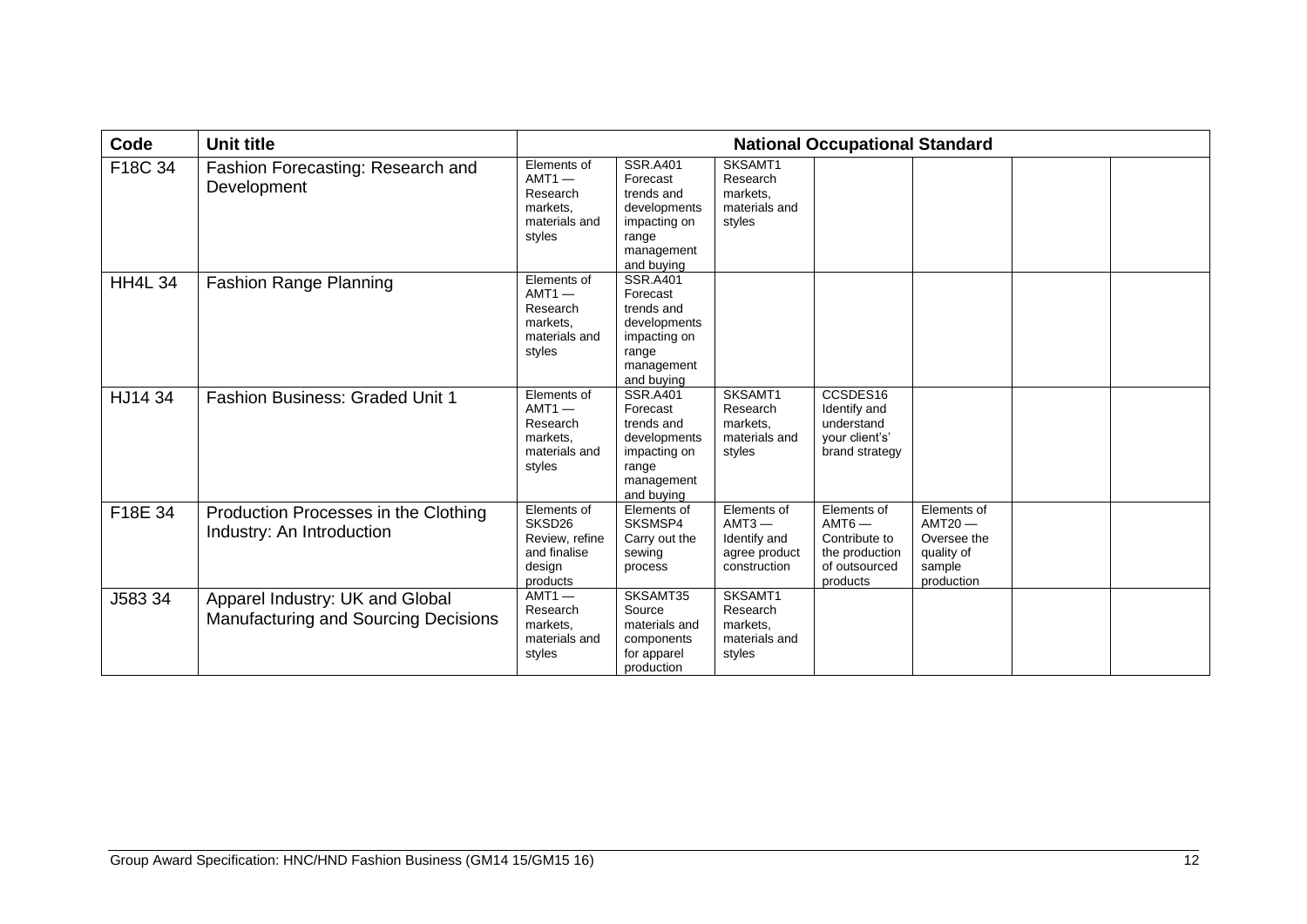| Code | Unit title | National Occupational Standard | | | | | | |
|---|---|---|---|---|---|---|---|---|
| F18C 34 | Fashion Forecasting: Research and Development | Elements of AMT1 — Research markets, materials and styles | SSR.A401 Forecast trends and developments impacting on range management and buying | SKSAMT1 Research markets, materials and styles | | | | |
| HH4L 34 | Fashion Range Planning | Elements of AMT1 — Research markets, materials and styles | SSR.A401 Forecast trends and developments impacting on range management and buying | | | | | |
| HJ14 34 | Fashion Business: Graded Unit 1 | Elements of AMT1 — Research markets, materials and styles | SSR.A401 Forecast trends and developments impacting on range management and buying | SKSAMT1 Research markets, materials and styles | CCSDES16 Identify and understand your client's' brand strategy | | | |
| F18E 34 | Production Processes in the Clothing Industry: An Introduction | Elements of SKSD26 Review, refine and finalise design products | Elements of SKSMSP4 Carry out the sewing process | Elements of AMT3 — Identify and agree product construction | Elements of AMT6 — Contribute to the production of outsourced products | Elements of AMT20 — Oversee the quality of sample production | | |
| J583 34 | Apparel Industry: UK and Global Manufacturing and Sourcing Decisions | AMT1 — Research markets, materials and styles | SKSAMT35 Source materials and components for apparel production | SKSAMT1 Research markets, materials and styles | | | | |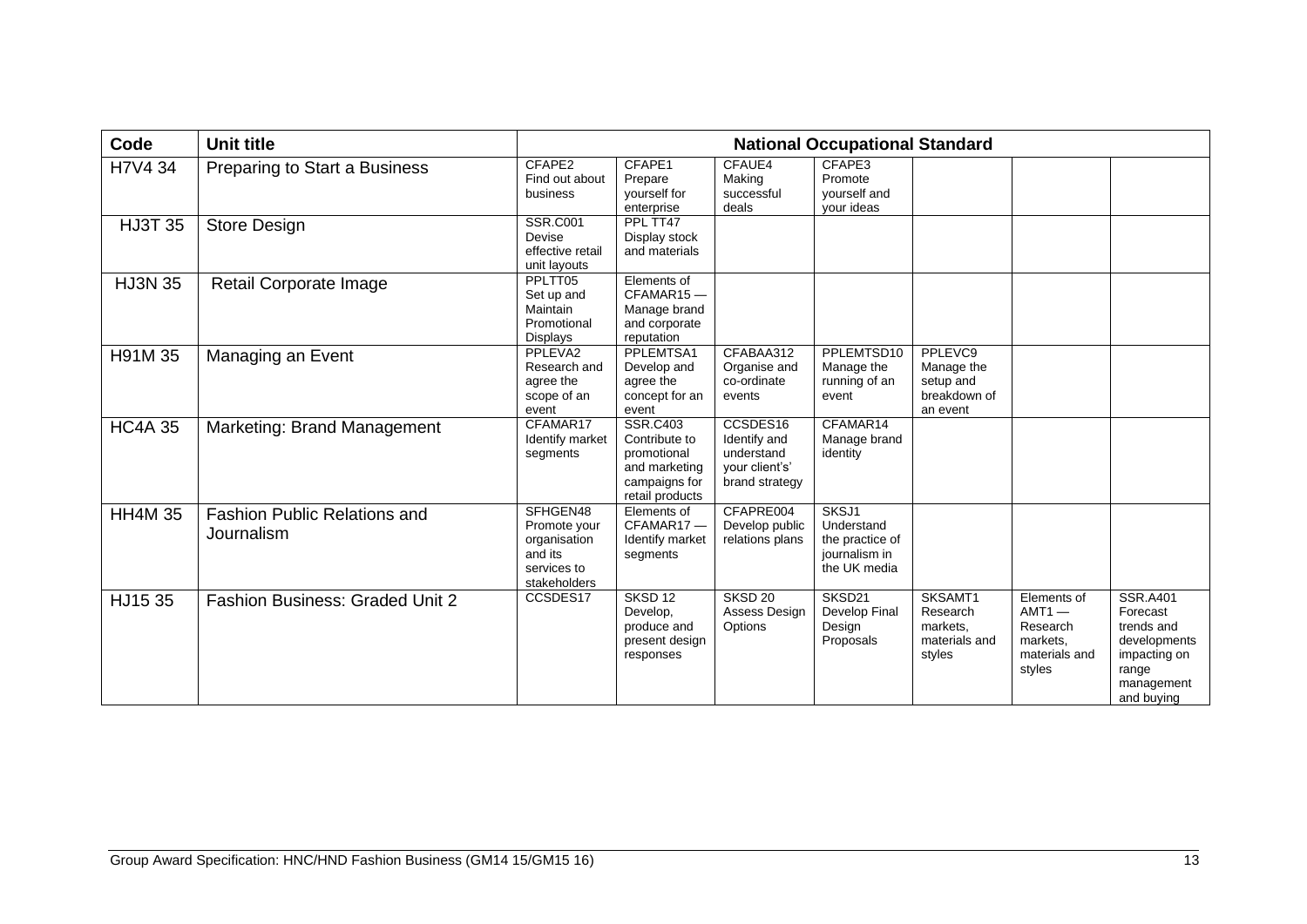| Code | Unit title | National Occupational Standard | | | | | | |
|---|---|---|---|---|---|---|---|---|
| H7V4 34 | Preparing to Start a Business | CFAPE2 Find out about business | CFAPE1 Prepare yourself for enterprise | CFAUE4 Making successful deals | CFAPE3 Promote yourself and your ideas | | | |
| HJ3T 35 | Store Design | SSR.C001 Devise effective retail unit layouts | PPL TT47 Display stock and materials | | | | | |
| HJ3N 35 | Retail Corporate Image | PPLTT05 Set up and Maintain Promotional Displays | Elements of CFAMAR15 — Manage brand and corporate reputation | | | | | |
| H91M 35 | Managing an Event | PPLEVA2 Research and agree the scope of an event | PPLEMTSA1 Develop and agree the concept for an event | CFABAA312 Organise and co-ordinate events | PPLEMTSD10 Manage the running of an event | PPLEVC9 Manage the setup and breakdown of an event | | |
| HC4A 35 | Marketing: Brand Management | CFAMAR17 Identify market segments | SSR.C403 Contribute to promotional and marketing campaigns for retail products | CCSDES16 Identify and understand your client's' brand strategy | CFAMAR14 Manage brand identity | | | |
| HH4M 35 | Fashion Public Relations and Journalism | SFHGEN48 Promote your organisation and its services to stakeholders | Elements of CFAMAR17 — Identify market segments | CFAPRE004 Develop public relations plans | SKSJ1 Understand the practice of journalism in the UK media | | | |
| HJ15 35 | Fashion Business: Graded Unit 2 | CCSDES17 | SKSD 12 Develop, produce and present design responses | SKSD 20 Assess Design Options | SKSD21 Develop Final Design Proposals | SKSAMT1 Research markets, materials and styles | Elements of AMT1 — Research markets, materials and styles | SSR.A401 Forecast trends and developments impacting on range management and buying |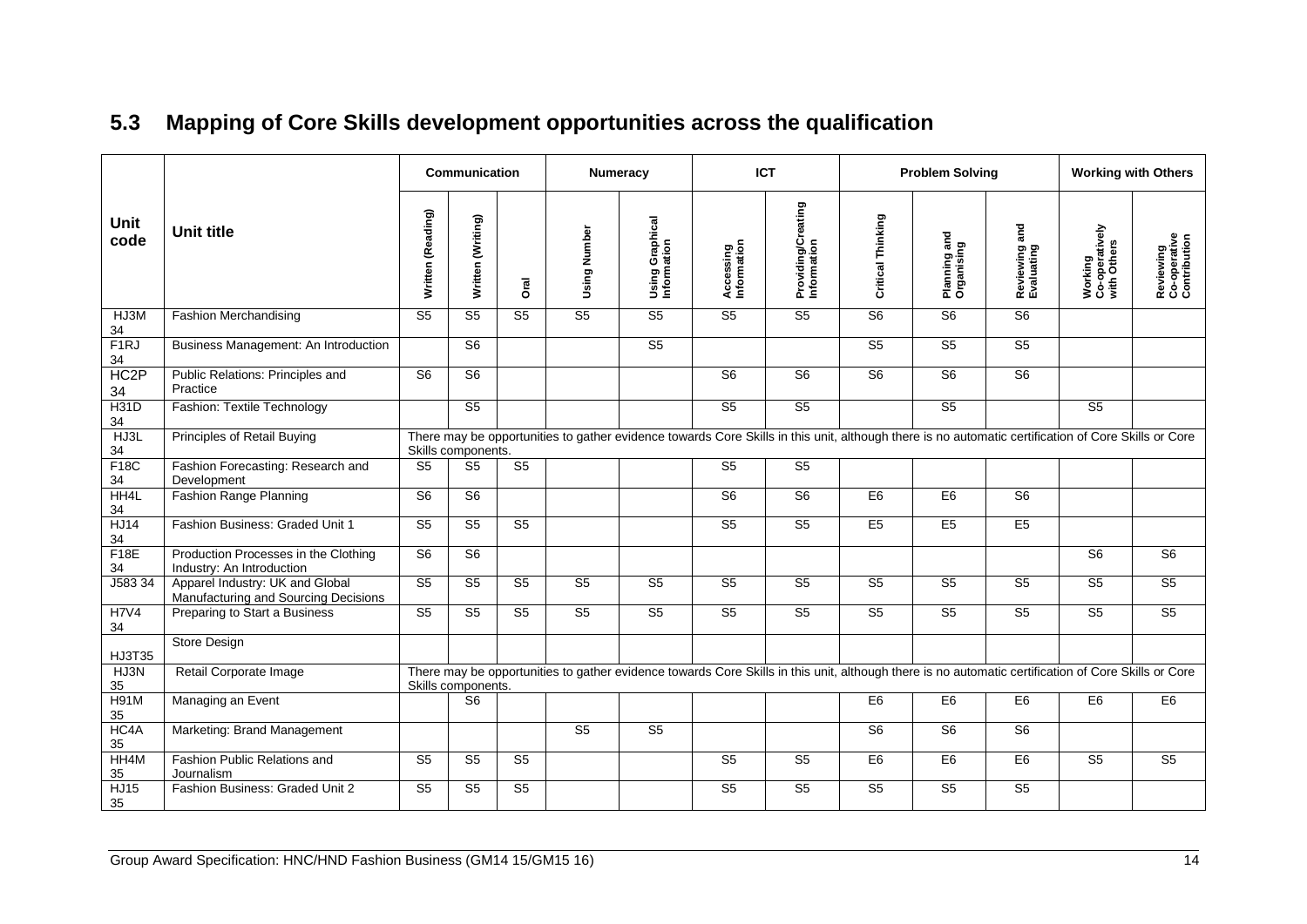## 5.3 Mapping of Core Skills development opportunities across the qualification

| Unit code | Unit title | Communication | | | Numeracy | | ICT | | Problem Solving | | | Working with Others | |
|---|---|---|---|---|---|---|---|---|---|---|---|---|---|
| | | Written (Reading) | Written (Writing) | Oral | Using Number | Using Graphical Information | Accessing Information | Providing/Creating Information | Critical Thinking | Planning and Organising | Reviewing and Evaluating | Working Co-operatively with Others | Reviewing Co-operative Contribution |
| HJ3M 34 | Fashion Merchandising | S5 | S5 | S5 | S5 | S5 | S5 | S5 | S6 | S6 | S6 | | |
| F1RJ 34 | Business Management: An Introduction | | S6 | | | S5 | | | S5 | S5 | S5 | | |
| HC2P 34 | Public Relations: Principles and Practice | S6 | S6 | | | | S6 | S6 | S6 | S6 | S6 | | |
| H31D 34 | Fashion: Textile Technology | | S5 | | | | S5 | S5 | | S5 | | S5 | |
| HJ3L 34 | Principles of Retail Buying | There may be opportunities to gather evidence towards Core Skills in this unit, although there is no automatic certification of Core Skills or Core Skills components. | | | | | | | | | | | |
| F18C 34 | Fashion Forecasting: Research and Development | S5 | S5 | S5 | | | S5 | S5 | | | | | |
| HH4L 34 | Fashion Range Planning | S6 | S6 | | | | S6 | S6 | E6 | E6 | S6 | | |
| HJ14 34 | Fashion Business: Graded Unit 1 | S5 | S5 | S5 | | | S5 | S5 | E5 | E5 | E5 | | |
| F18E 34 | Production Processes in the Clothing Industry: An Introduction | S6 | S6 | | | | | | | | | S6 | S6 |
| J583 34 | Apparel Industry: UK and Global Manufacturing and Sourcing Decisions | S5 | S5 | S5 | S5 | S5 | S5 | S5 | S5 | S5 | S5 | S5 | S5 |
| H7V4 34 | Preparing to Start a Business | S5 | S5 | S5 | S5 | S5 | S5 | S5 | S5 | S5 | S5 | S5 | S5 |
| HJ3T35 | Store Design | | | | | | | | | | | | |
| HJ3N 35 | Retail Corporate Image | There may be opportunities to gather evidence towards Core Skills in this unit, although there is no automatic certification of Core Skills or Core Skills components. | | | | | | | | | | | |
| H91M 35 | Managing an Event | | S6 | | | | | | E6 | E6 | E6 | E6 | E6 |
| HC4A 35 | Marketing: Brand Management | | | | S5 | S5 | | | S6 | S6 | S6 | | |
| HH4M 35 | Fashion Public Relations and Journalism | S5 | S5 | S5 | | | S5 | S5 | E6 | E6 | E6 | S5 | S5 |
| HJ15 35 | Fashion Business: Graded Unit 2 | S5 | S5 | S5 | | | S5 | S5 | S5 | S5 | S5 | | |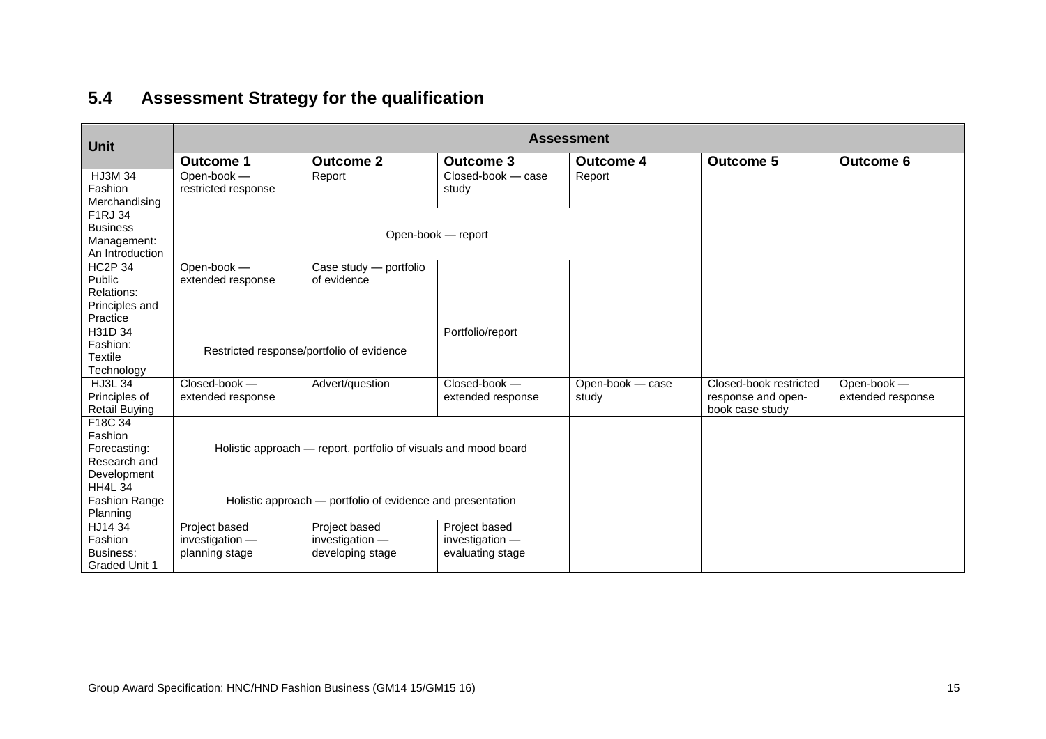## 5.4 Assessment Strategy for the qualification

| Unit | Assessment | | | | | |
|---|---|---|---|---|---|---|
| | **Outcome 1** | **Outcome 2** | **Outcome 3** | **Outcome 4** | **Outcome 5** | **Outcome 6** |
| HJ3M 34 Fashion Merchandising | Open-book — restricted response | Report | Closed-book — case study | Report | | |
| F1RJ 34 Business Management: An Introduction | Open-book — report | | | | | |
| HC2P 34 Public Relations: Principles and Practice | Open-book — extended response | Case study — portfolio of evidence | | | | |
| H31D 34 Fashion: Textile Technology | Restricted response/portfolio of evidence | | Portfolio/report | | | |
| HJ3L 34 Principles of Retail Buying | Closed-book — extended response | Advert/question | Closed-book — extended response | Open-book — case study | Closed-book restricted response and open-book case study | Open-book — extended response |
| F18C 34 Fashion Forecasting: Research and Development | Holistic approach — report, portfolio of visuals and mood board | | | | | |
| HH4L 34 Fashion Range Planning | Holistic approach — portfolio of evidence and presentation | | | | | |
| HJ14 34 Fashion Business: Graded Unit 1 | Project based investigation — planning stage | Project based investigation — developing stage | Project based investigation — evaluating stage | | | |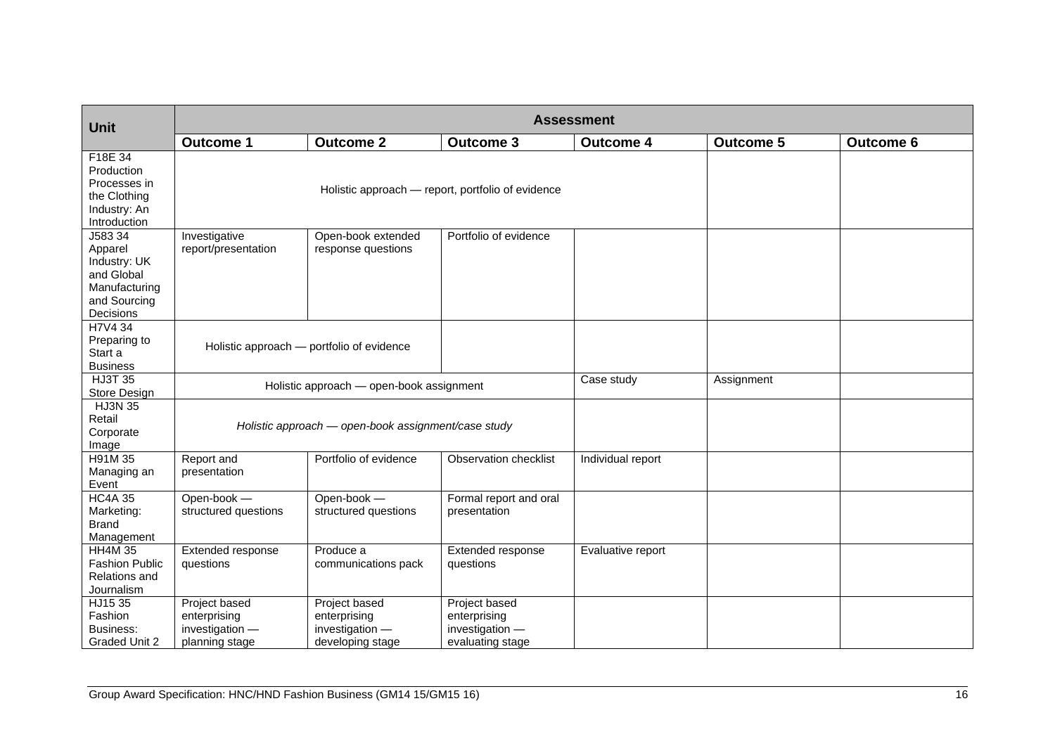| Unit | Assessment | | | | | |
|---|---|---|---|---|---|---|
| | Outcome 1 | Outcome 2 | Outcome 3 | Outcome 4 | Outcome 5 | Outcome 6 |
| F18E 34 Production Processes in the Clothing Industry: An Introduction | Holistic approach — report, portfolio of evidence | | | | | |
| J583 34 Apparel Industry: UK and Global Manufacturing and Sourcing Decisions | Investigative report/presentation | Open-book extended response questions | Portfolio of evidence | | | |
| H7V4 34 Preparing to Start a Business | Holistic approach — portfolio of evidence | | | | | |
| HJ3T 35 Store Design | Holistic approach — open-book assignment | | | Case study | Assignment | |
| HJ3N 35 Retail Corporate Image | *Holistic approach — open-book assignment/case study* | | | | | |
| H91M 35 Managing an Event | Report and presentation | Portfolio of evidence | Observation checklist | Individual report | | |
| HC4A 35 Marketing: Brand Management | Open-book — structured questions | Open-book — structured questions | Formal report and oral presentation | | | |
| HH4M 35 Fashion Public Relations and Journalism | Extended response questions | Produce a communications pack | Extended response questions | Evaluative report | | |
| HJ15 35 Fashion Business: Graded Unit 2 | Project based enterprising investigation — planning stage | Project based enterprising investigation — developing stage | Project based enterprising investigation — evaluating stage | | | |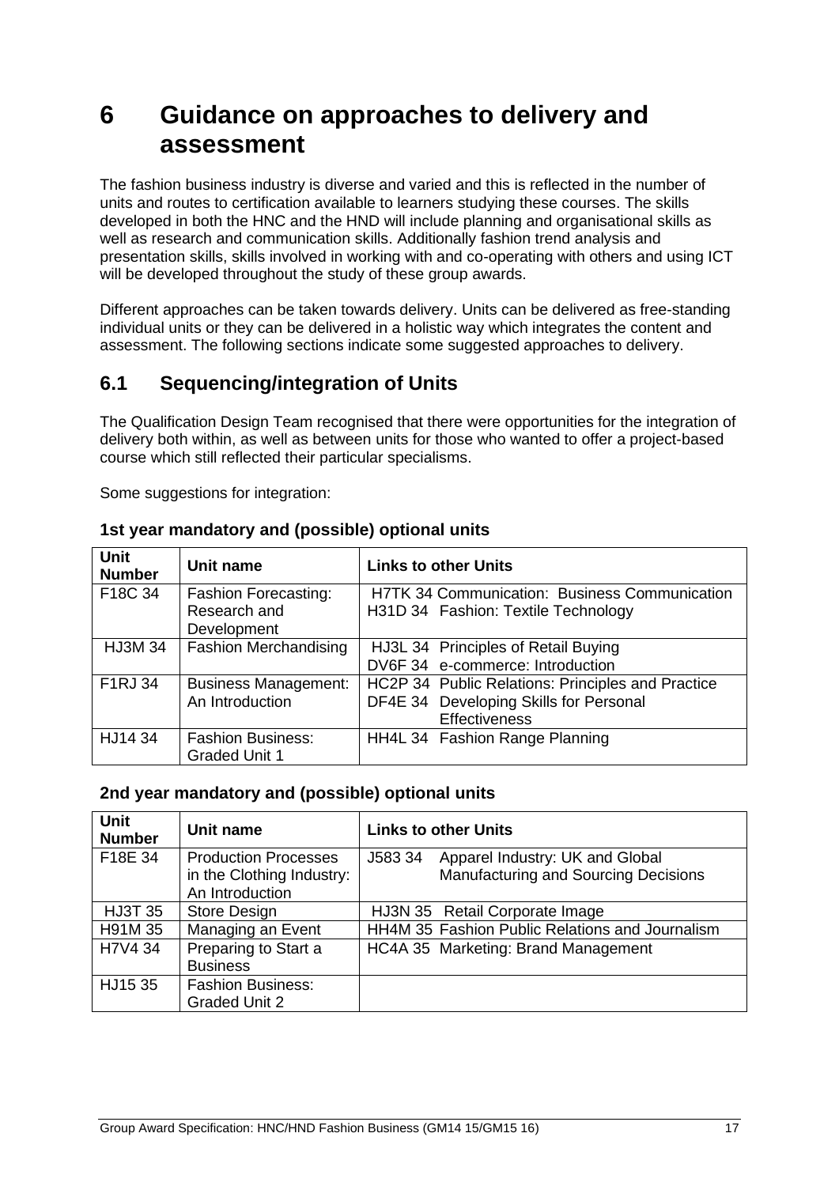# 6 Guidance on approaches to delivery and assessment

The fashion business industry is diverse and varied and this is reflected in the number of units and routes to certification available to learners studying these courses. The skills developed in both the HNC and the HND will include planning and organisational skills as well as research and communication skills. Additionally fashion trend analysis and presentation skills, skills involved in working with and co-operating with others and using ICT will be developed throughout the study of these group awards.

Different approaches can be taken towards delivery. Units can be delivered as free-standing individual units or they can be delivered in a holistic way which integrates the content and assessment. The following sections indicate some suggested approaches to delivery.

## 6.1 Sequencing/integration of Units

The Qualification Design Team recognised that there were opportunities for the integration of delivery both within, as well as between units for those who wanted to offer a project-based course which still reflected their particular specialisms.

Some suggestions for integration:

### 1st year mandatory and (possible) optional units

| Unit Number | Unit name | Links to other Units |
|---|---|---|
| F18C 34 | Fashion Forecasting: Research and Development | H7TK 34 Communication: Business Communication<br>H31D 34 Fashion: Textile Technology |
| HJ3M 34 | Fashion Merchandising | HJ3L 34 Principles of Retail Buying<br>DV6F 34 e-commerce: Introduction |
| F1RJ 34 | Business Management: An Introduction | HC2P 34 Public Relations: Principles and Practice<br>DF4E 34 Developing Skills for Personal Effectiveness |
| HJ14 34 | Fashion Business: Graded Unit 1 | HH4L 34 Fashion Range Planning |

### 2nd year mandatory and (possible) optional units

| Unit Number | Unit name | Links to other Units |
|---|---|---|
| F18E 34 | Production Processes in the Clothing Industry: An Introduction | J583 34 Apparel Industry: UK and Global Manufacturing and Sourcing Decisions |
| HJ3T 35 | Store Design | HJ3N 35 Retail Corporate Image |
| H91M 35 | Managing an Event | HH4M 35 Fashion Public Relations and Journalism |
| H7V4 34 | Preparing to Start a Business | HC4A 35 Marketing: Brand Management |
| HJ15 35 | Fashion Business: Graded Unit 2 | |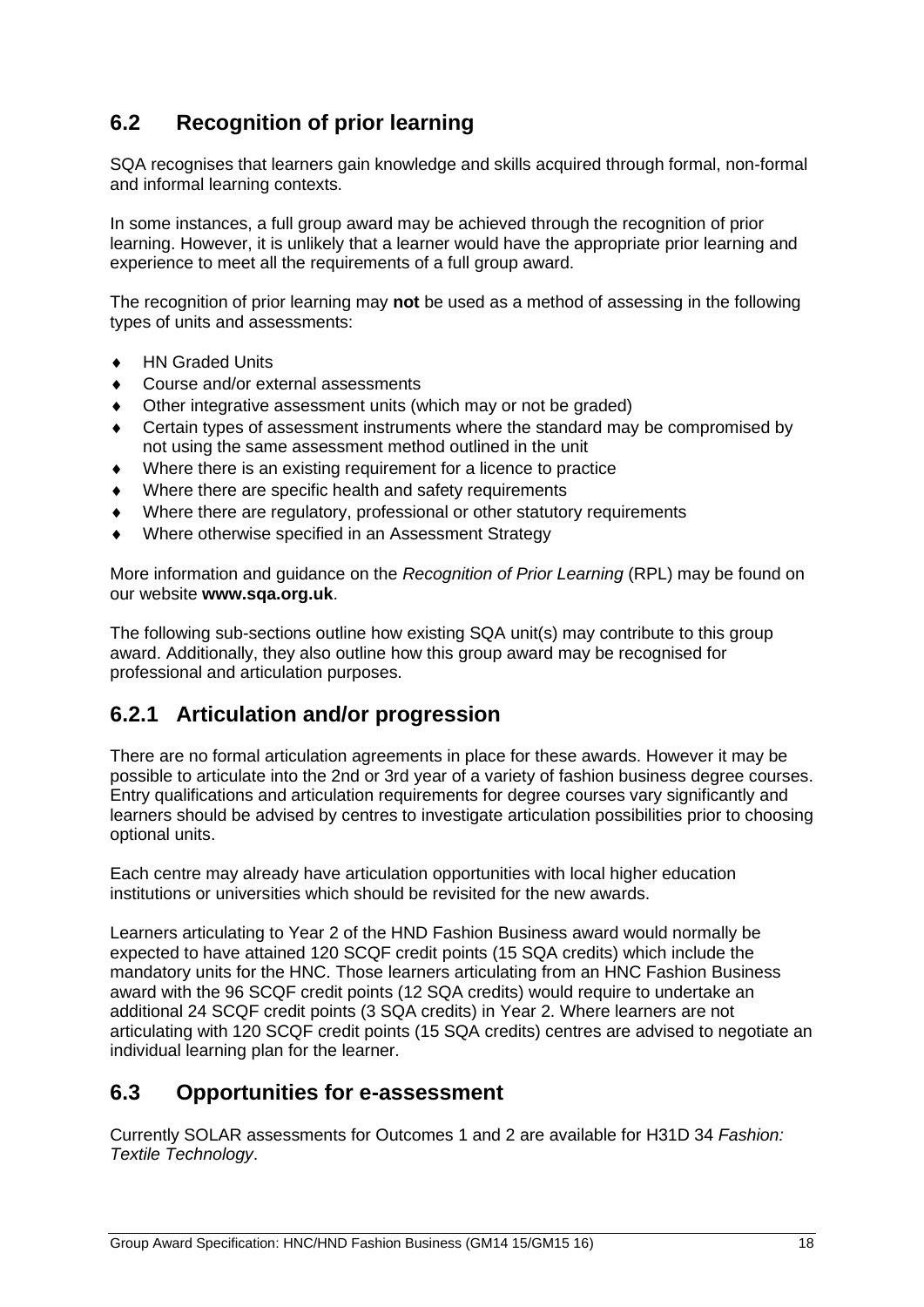## 6.2 Recognition of prior learning

SQA recognises that learners gain knowledge and skills acquired through formal, non-formal and informal learning contexts.

In some instances, a full group award may be achieved through the recognition of prior learning. However, it is unlikely that a learner would have the appropriate prior learning and experience to meet all the requirements of a full group award.

The recognition of prior learning may **not** be used as a method of assessing in the following types of units and assessments:

- HN Graded Units
- Course and/or external assessments
- Other integrative assessment units (which may or not be graded)
- Certain types of assessment instruments where the standard may be compromised by not using the same assessment method outlined in the unit
- Where there is an existing requirement for a licence to practice
- Where there are specific health and safety requirements
- Where there are regulatory, professional or other statutory requirements
- Where otherwise specified in an Assessment Strategy

More information and guidance on the *Recognition of Prior Learning* (RPL) may be found on our website **www.sqa.org.uk**.

The following sub-sections outline how existing SQA unit(s) may contribute to this group award. Additionally, they also outline how this group award may be recognised for professional and articulation purposes.

### 6.2.1 Articulation and/or progression

There are no formal articulation agreements in place for these awards. However it may be possible to articulate into the 2nd or 3rd year of a variety of fashion business degree courses. Entry qualifications and articulation requirements for degree courses vary significantly and learners should be advised by centres to investigate articulation possibilities prior to choosing optional units.

Each centre may already have articulation opportunities with local higher education institutions or universities which should be revisited for the new awards.

Learners articulating to Year 2 of the HND Fashion Business award would normally be expected to have attained 120 SCQF credit points (15 SQA credits) which include the mandatory units for the HNC. Those learners articulating from an HNC Fashion Business award with the 96 SCQF credit points (12 SQA credits) would require to undertake an additional 24 SCQF credit points (3 SQA credits) in Year 2. Where learners are not articulating with 120 SCQF credit points (15 SQA credits) centres are advised to negotiate an individual learning plan for the learner.

## 6.3 Opportunities for e-assessment

Currently SOLAR assessments for Outcomes 1 and 2 are available for H31D 34 *Fashion: Textile Technology*.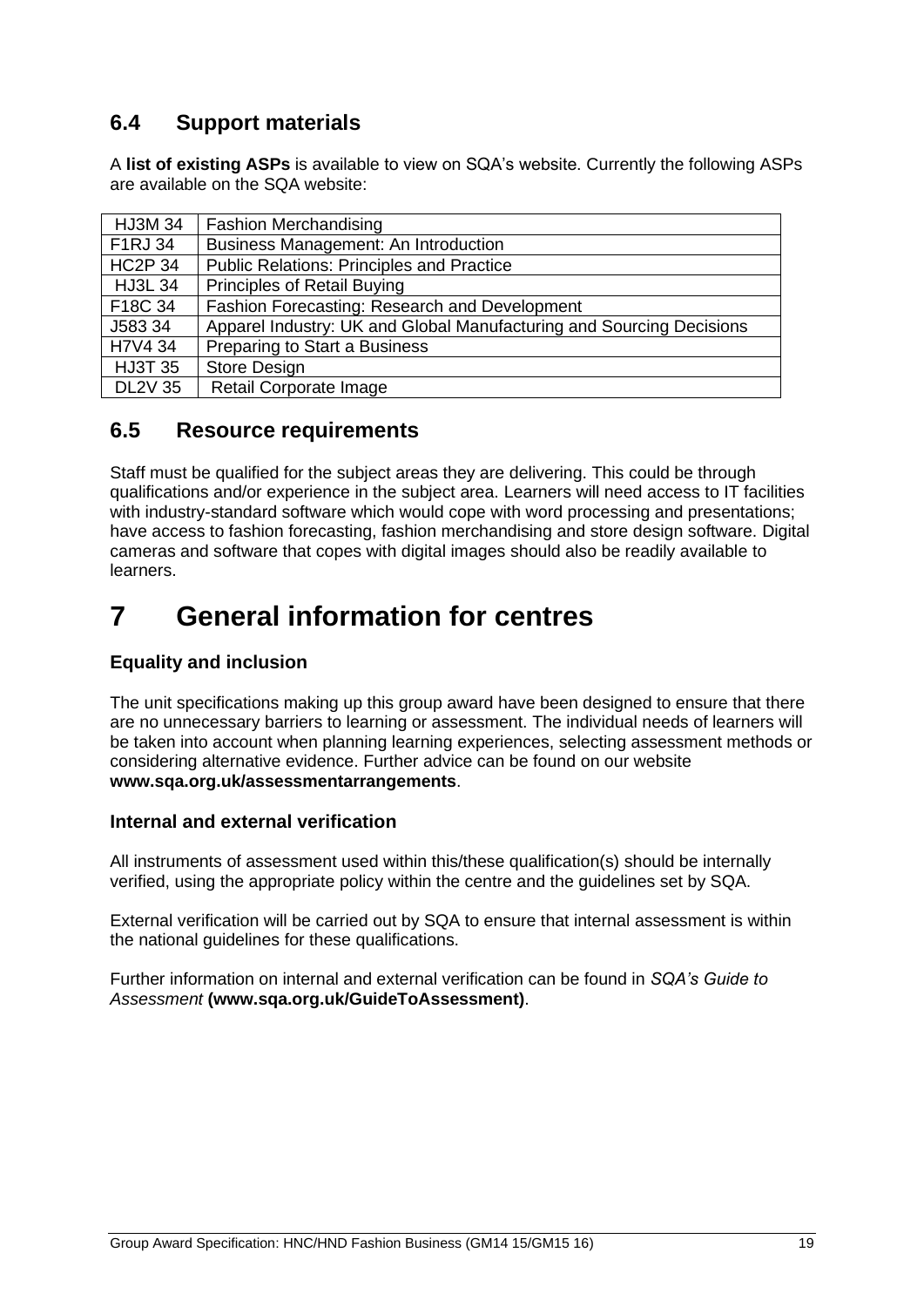## 6.4 Support materials

A **list of existing ASPs** is available to view on SQA's website. Currently the following ASPs are available on the SQA website:

| | |
|---|---|
| HJ3M 34 | Fashion Merchandising |
| F1RJ 34 | Business Management: An Introduction |
| HC2P 34 | Public Relations: Principles and Practice |
| HJ3L 34 | Principles of Retail Buying |
| F18C 34 | Fashion Forecasting: Research and Development |
| J583 34 | Apparel Industry: UK and Global Manufacturing and Sourcing Decisions |
| H7V4 34 | Preparing to Start a Business |
| HJ3T 35 | Store Design |
| DL2V 35 | Retail Corporate Image |

## 6.5 Resource requirements

Staff must be qualified for the subject areas they are delivering. This could be through qualifications and/or experience in the subject area. Learners will need access to IT facilities with industry-standard software which would cope with word processing and presentations; have access to fashion forecasting, fashion merchandising and store design software. Digital cameras and software that copes with digital images should also be readily available to learners.

# 7 General information for centres

### Equality and inclusion

The unit specifications making up this group award have been designed to ensure that there are no unnecessary barriers to learning or assessment. The individual needs of learners will be taken into account when planning learning experiences, selecting assessment methods or considering alternative evidence. Further advice can be found on our website **www.sqa.org.uk/assessmentarrangements**.

### Internal and external verification

All instruments of assessment used within this/these qualification(s) should be internally verified, using the appropriate policy within the centre and the guidelines set by SQA.

External verification will be carried out by SQA to ensure that internal assessment is within the national guidelines for these qualifications.

Further information on internal and external verification can be found in *SQA's Guide to Assessment* **(www.sqa.org.uk/GuideToAssessment)**.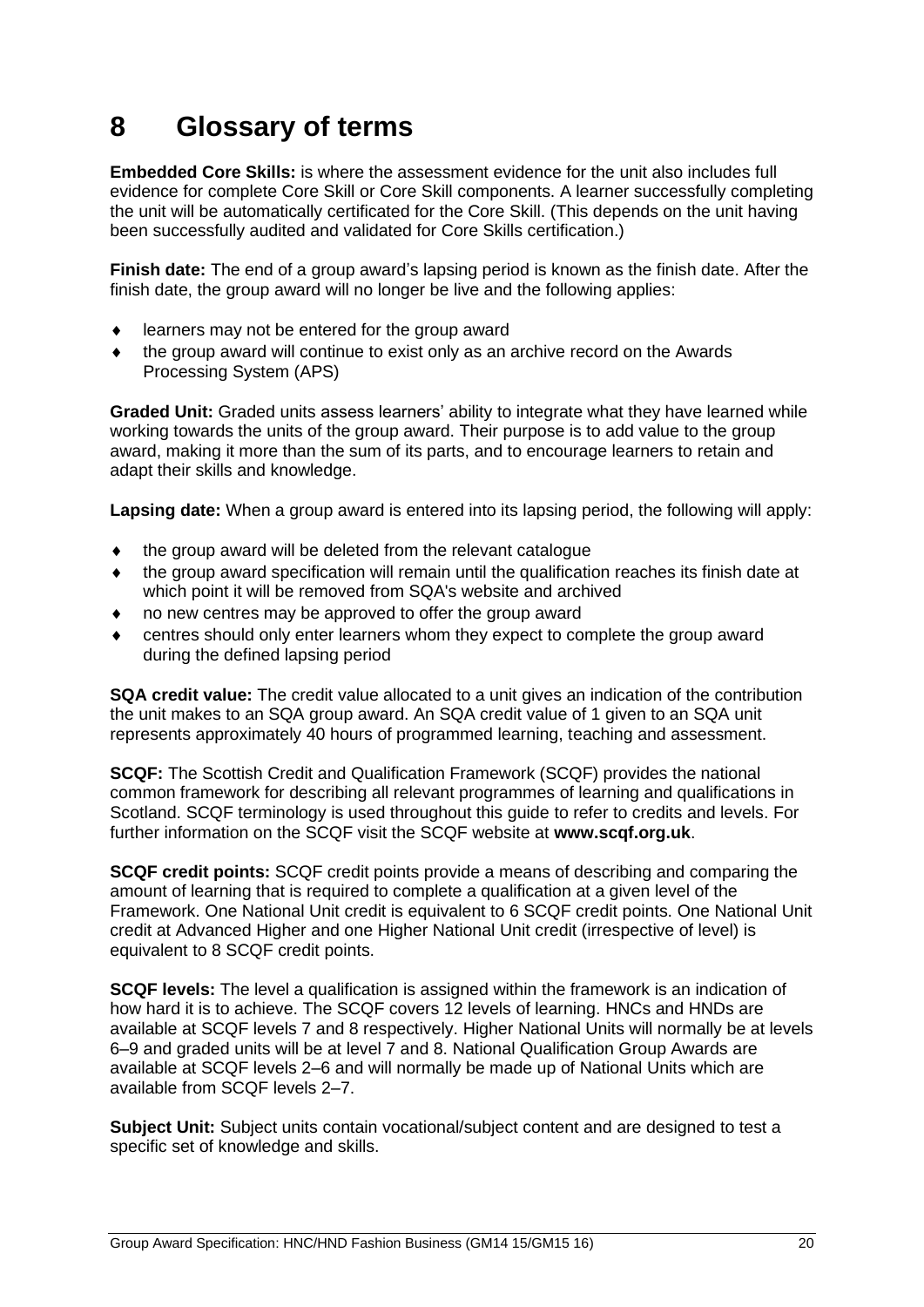# 8 Glossary of terms

**Embedded Core Skills:** is where the assessment evidence for the unit also includes full evidence for complete Core Skill or Core Skill components. A learner successfully completing the unit will be automatically certificated for the Core Skill. (This depends on the unit having been successfully audited and validated for Core Skills certification.)

**Finish date:** The end of a group award's lapsing period is known as the finish date. After the finish date, the group award will no longer be live and the following applies:

- learners may not be entered for the group award
- the group award will continue to exist only as an archive record on the Awards Processing System (APS)

**Graded Unit:** Graded units assess learners' ability to integrate what they have learned while working towards the units of the group award. Their purpose is to add value to the group award, making it more than the sum of its parts, and to encourage learners to retain and adapt their skills and knowledge.

**Lapsing date:** When a group award is entered into its lapsing period, the following will apply:

- the group award will be deleted from the relevant catalogue
- the group award specification will remain until the qualification reaches its finish date at which point it will be removed from SQA's website and archived
- no new centres may be approved to offer the group award
- centres should only enter learners whom they expect to complete the group award during the defined lapsing period

**SQA credit value:** The credit value allocated to a unit gives an indication of the contribution the unit makes to an SQA group award. An SQA credit value of 1 given to an SQA unit represents approximately 40 hours of programmed learning, teaching and assessment.

**SCQF:** The Scottish Credit and Qualification Framework (SCQF) provides the national common framework for describing all relevant programmes of learning and qualifications in Scotland. SCQF terminology is used throughout this guide to refer to credits and levels. For further information on the SCQF visit the SCQF website at **www.scqf.org.uk**.

**SCQF credit points:** SCQF credit points provide a means of describing and comparing the amount of learning that is required to complete a qualification at a given level of the Framework. One National Unit credit is equivalent to 6 SCQF credit points. One National Unit credit at Advanced Higher and one Higher National Unit credit (irrespective of level) is equivalent to 8 SCQF credit points.

**SCQF levels:** The level a qualification is assigned within the framework is an indication of how hard it is to achieve. The SCQF covers 12 levels of learning. HNCs and HNDs are available at SCQF levels 7 and 8 respectively. Higher National Units will normally be at levels 6–9 and graded units will be at level 7 and 8. National Qualification Group Awards are available at SCQF levels 2–6 and will normally be made up of National Units which are available from SCQF levels 2–7.

**Subject Unit:** Subject units contain vocational/subject content and are designed to test a specific set of knowledge and skills.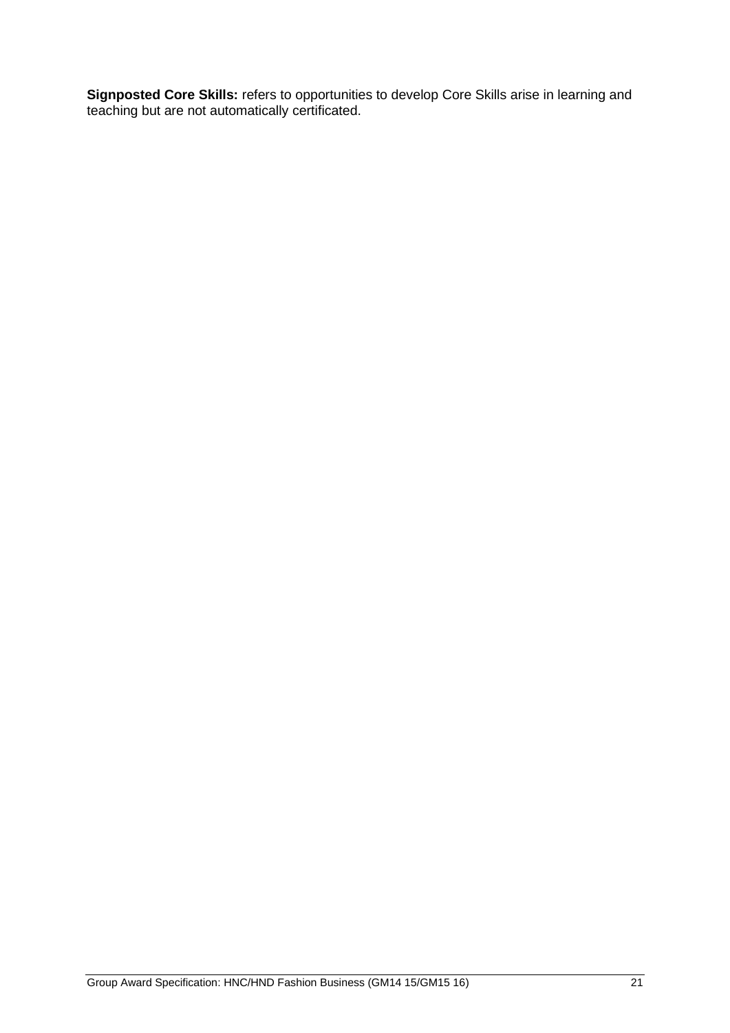**Signposted Core Skills:** refers to opportunities to develop Core Skills arise in learning and teaching but are not automatically certificated.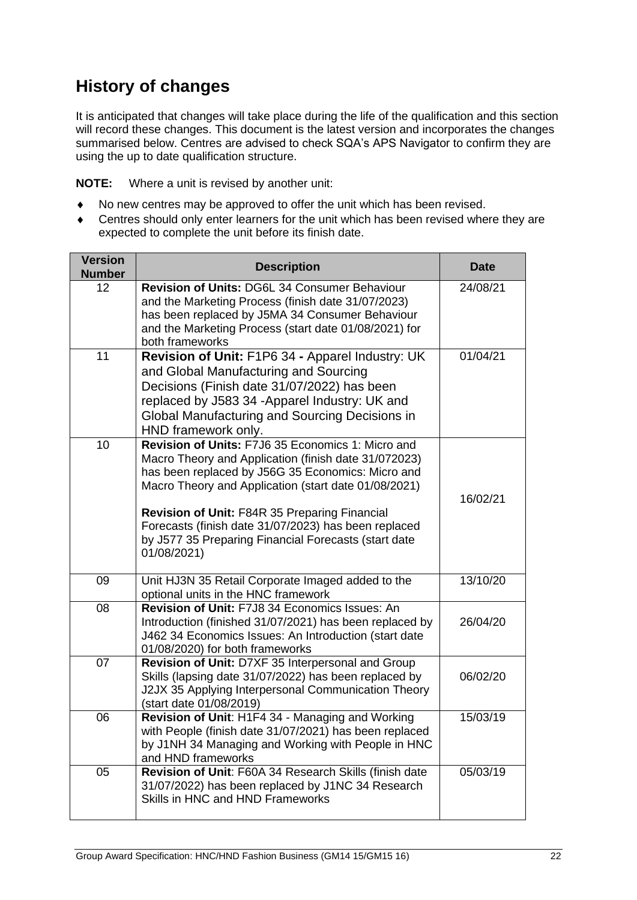## History of changes

It is anticipated that changes will take place during the life of the qualification and this section will record these changes. This document is the latest version and incorporates the changes summarised below. Centres are advised to check SQA's APS Navigator to confirm they are using the up to date qualification structure.

**NOTE:** Where a unit is revised by another unit:

- No new centres may be approved to offer the unit which has been revised.
- Centres should only enter learners for the unit which has been revised where they are expected to complete the unit before its finish date.

| Version Number | Description | Date |
|---|---|---|
| 12 | **Revision of Units:** DG6L 34 Consumer Behaviour and the Marketing Process (finish date 31/07/2023) has been replaced by J5MA 34 Consumer Behaviour and the Marketing Process (start date 01/08/2021) for both frameworks | 24/08/21 |
| 11 | **Revision of Unit:** F1P6 34 **-** Apparel Industry: UK and Global Manufacturing and Sourcing Decisions (Finish date 31/07/2022) has been replaced by J583 34 -Apparel Industry: UK and Global Manufacturing and Sourcing Decisions in HND framework only. | 01/04/21 |
| 10 | **Revision of Units:** F7J6 35 Economics 1: Micro and Macro Theory and Application (finish date 31/072023) has been replaced by J56G 35 Economics: Micro and Macro Theory and Application (start date 01/08/2021)<br><br>**Revision of Unit:** F84R 35 Preparing Financial Forecasts (finish date 31/07/2023) has been replaced by J577 35 Preparing Financial Forecasts (start date 01/08/2021) | 16/02/21 |
| 09 | Unit HJ3N 35 Retail Corporate Imaged added to the optional units in the HNC framework | 13/10/20 |
| 08 | **Revision of Unit:** F7J8 34 Economics Issues: An Introduction (finished 31/07/2021) has been replaced by J462 34 Economics Issues: An Introduction (start date 01/08/2020) for both frameworks | 26/04/20 |
| 07 | **Revision of Unit:** D7XF 35 Interpersonal and Group Skills (lapsing date 31/07/2022) has been replaced by J2JX 35 Applying Interpersonal Communication Theory (start date 01/08/2019) | 06/02/20 |
| 06 | **Revision of Unit**: H1F4 34 - Managing and Working with People (finish date 31/07/2021) has been replaced by J1NH 34 Managing and Working with People in HNC and HND frameworks | 15/03/19 |
| 05 | **Revision of Unit**: F60A 34 Research Skills (finish date 31/07/2022) has been replaced by J1NC 34 Research Skills in HNC and HND Frameworks | 05/03/19 |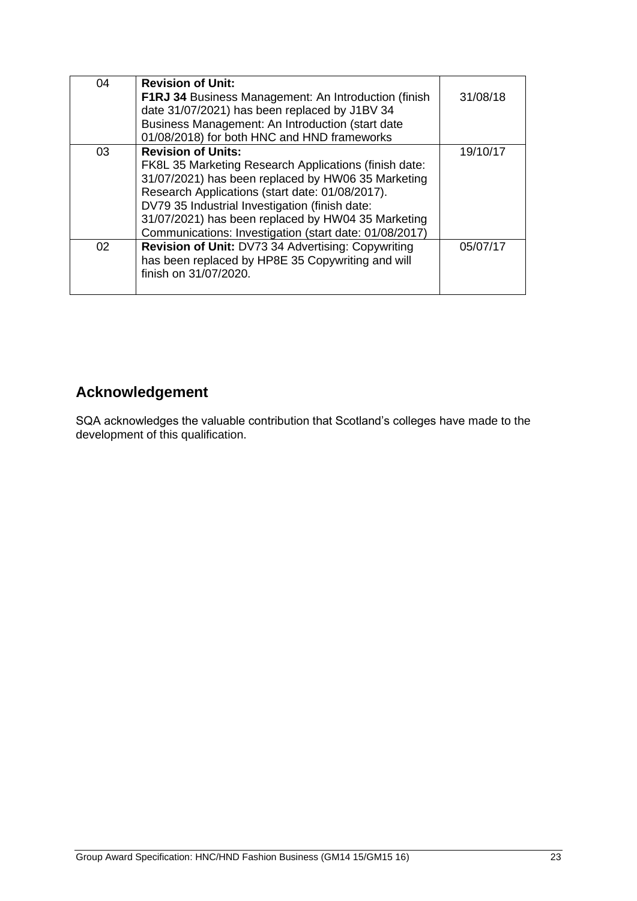| | | |
|---|---|---|
| 04 | **Revision of Unit:** **F1RJ 34** Business Management: An Introduction (finish date 31/07/2021) has been replaced by J1BV 34 Business Management: An Introduction (start date 01/08/2018) for both HNC and HND frameworks | 31/08/18 |
| 03 | **Revision of Units:** FK8L 35 Marketing Research Applications (finish date: 31/07/2021) has been replaced by HW06 35 Marketing Research Applications (start date: 01/08/2017). DV79 35 Industrial Investigation (finish date: 31/07/2021) has been replaced by HW04 35 Marketing Communications: Investigation (start date: 01/08/2017) | 19/10/17 |
| 02 | **Revision of Unit:** DV73 34 Advertising: Copywriting has been replaced by HP8E 35 Copywriting and will finish on 31/07/2020. | 05/07/17 |

## Acknowledgement

SQA acknowledges the valuable contribution that Scotland's colleges have made to the development of this qualification.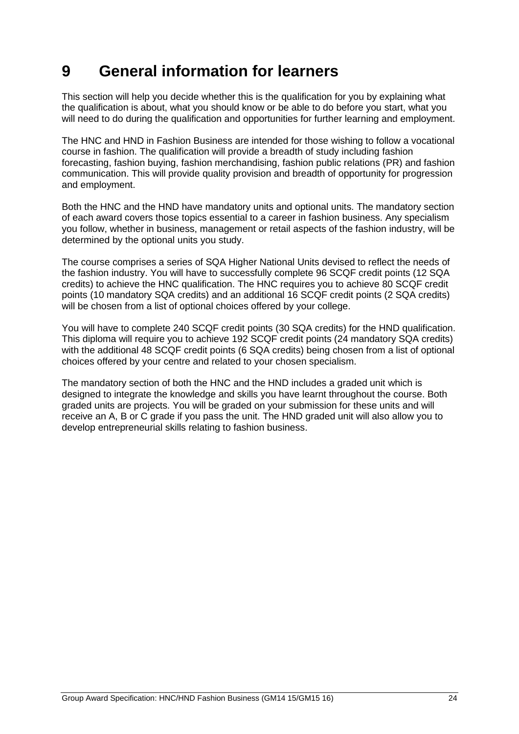# 9 General information for learners

This section will help you decide whether this is the qualification for you by explaining what the qualification is about, what you should know or be able to do before you start, what you will need to do during the qualification and opportunities for further learning and employment.

The HNC and HND in Fashion Business are intended for those wishing to follow a vocational course in fashion. The qualification will provide a breadth of study including fashion forecasting, fashion buying, fashion merchandising, fashion public relations (PR) and fashion communication. This will provide quality provision and breadth of opportunity for progression and employment.

Both the HNC and the HND have mandatory units and optional units. The mandatory section of each award covers those topics essential to a career in fashion business. Any specialism you follow, whether in business, management or retail aspects of the fashion industry, will be determined by the optional units you study.

The course comprises a series of SQA Higher National Units devised to reflect the needs of the fashion industry. You will have to successfully complete 96 SCQF credit points (12 SQA credits) to achieve the HNC qualification. The HNC requires you to achieve 80 SCQF credit points (10 mandatory SQA credits) and an additional 16 SCQF credit points (2 SQA credits) will be chosen from a list of optional choices offered by your college.

You will have to complete 240 SCQF credit points (30 SQA credits) for the HND qualification. This diploma will require you to achieve 192 SCQF credit points (24 mandatory SQA credits) with the additional 48 SCQF credit points (6 SQA credits) being chosen from a list of optional choices offered by your centre and related to your chosen specialism.

The mandatory section of both the HNC and the HND includes a graded unit which is designed to integrate the knowledge and skills you have learnt throughout the course. Both graded units are projects. You will be graded on your submission for these units and will receive an A, B or C grade if you pass the unit. The HND graded unit will also allow you to develop entrepreneurial skills relating to fashion business.